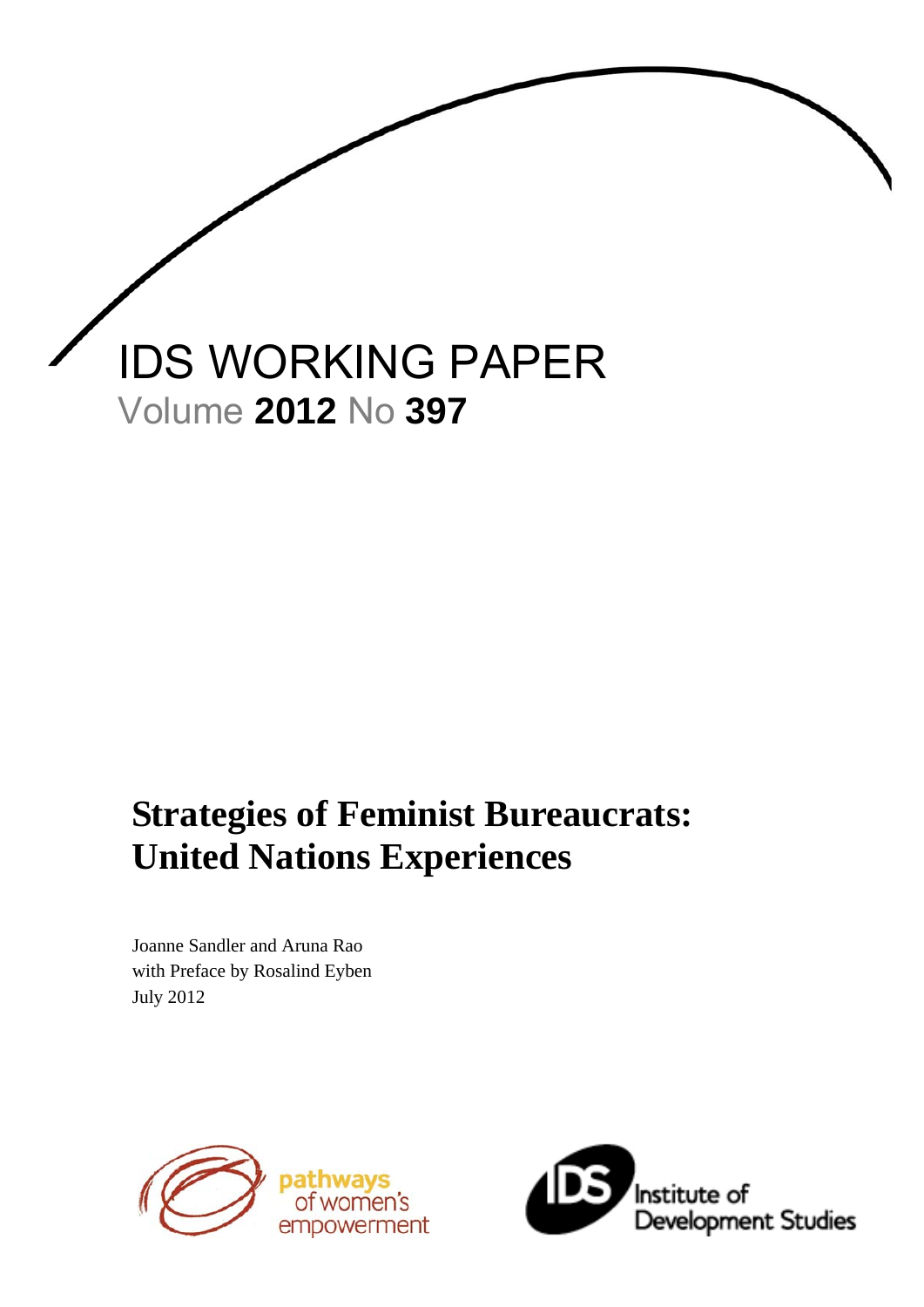IDS WORKING PAPER

Volume **2012** No **397**

# Strategies of Feminist Bureaucrats: United Nations Experiences

Joanne Sandler and Aruna Rao
with Preface by Rosalind Eyben
July 2012

pathways of women's empowerment

Institute of Development Studies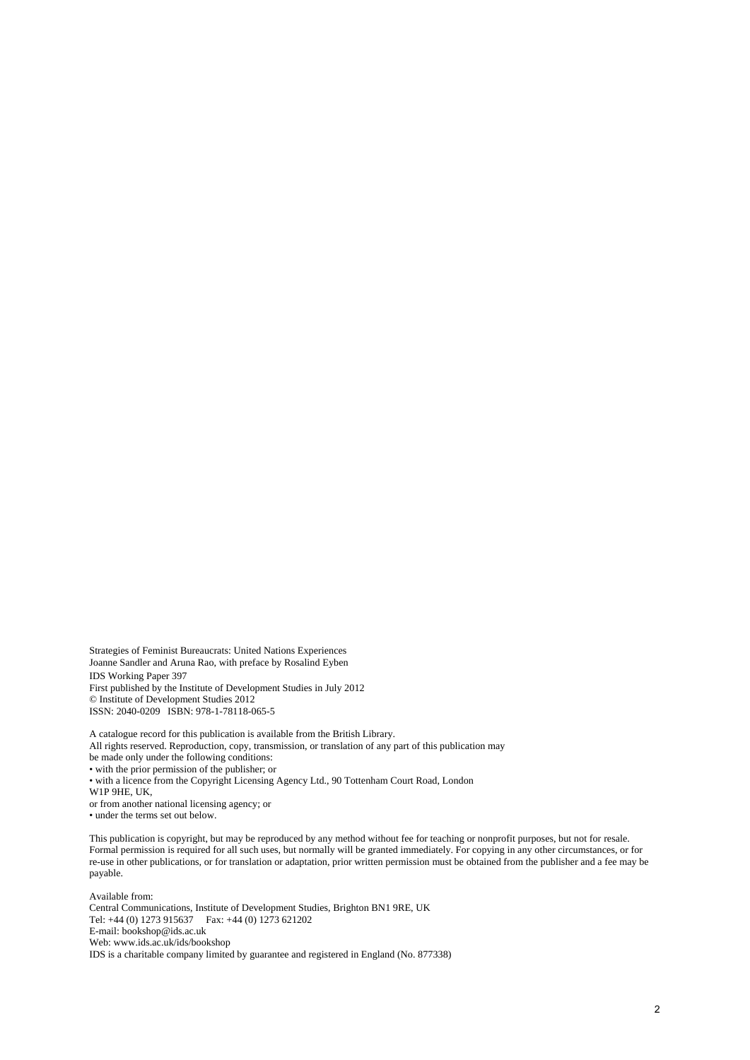Strategies of Feminist Bureaucrats: United Nations Experiences
Joanne Sandler and Aruna Rao, with preface by Rosalind Eyben
IDS Working Paper 397
First published by the Institute of Development Studies in July 2012
© Institute of Development Studies 2012
ISSN: 2040-0209 ISBN: 978-1-78118-065-5

A catalogue record for this publication is available from the British Library.
All rights reserved. Reproduction, copy, transmission, or translation of any part of this publication may be made only under the following conditions:

- with the prior permission of the publisher; or
- with a licence from the Copyright Licensing Agency Ltd., 90 Tottenham Court Road, London W1P 9HE, UK, or from another national licensing agency; or
- under the terms set out below.

This publication is copyright, but may be reproduced by any method without fee for teaching or nonprofit purposes, but not for resale. Formal permission is required for all such uses, but normally will be granted immediately. For copying in any other circumstances, or for re-use in other publications, or for translation or adaptation, prior written permission must be obtained from the publisher and a fee may be payable.

Available from:
Central Communications, Institute of Development Studies, Brighton BN1 9RE, UK
Tel: +44 (0) 1273 915637 Fax: +44 (0) 1273 621202
E-mail: bookshop@ids.ac.uk
Web: www.ids.ac.uk/ids/bookshop
IDS is a charitable company limited by guarantee and registered in England (No. 877338)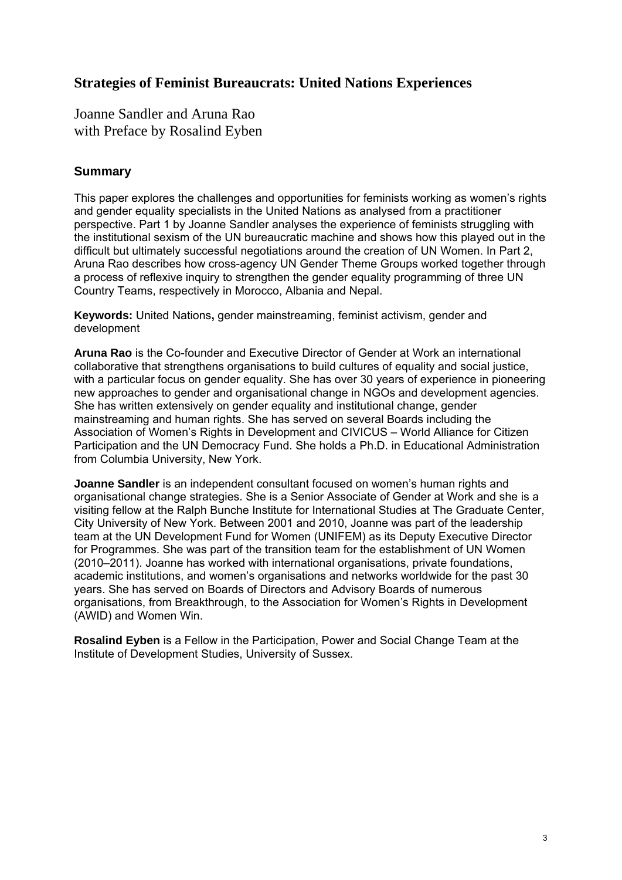# Strategies of Feminist Bureaucrats: United Nations Experiences

Joanne Sandler and Aruna Rao
with Preface by Rosalind Eyben

## Summary

This paper explores the challenges and opportunities for feminists working as women's rights and gender equality specialists in the United Nations as analysed from a practitioner perspective. Part 1 by Joanne Sandler analyses the experience of feminists struggling with the institutional sexism of the UN bureaucratic machine and shows how this played out in the difficult but ultimately successful negotiations around the creation of UN Women. In Part 2, Aruna Rao describes how cross-agency UN Gender Theme Groups worked together through a process of reflexive inquiry to strengthen the gender equality programming of three UN Country Teams, respectively in Morocco, Albania and Nepal.

**Keywords:** United Nations**,** gender mainstreaming, feminist activism, gender and development

**Aruna Rao** is the Co-founder and Executive Director of Gender at Work an international collaborative that strengthens organisations to build cultures of equality and social justice, with a particular focus on gender equality. She has over 30 years of experience in pioneering new approaches to gender and organisational change in NGOs and development agencies. She has written extensively on gender equality and institutional change, gender mainstreaming and human rights. She has served on several Boards including the Association of Women's Rights in Development and CIVICUS – World Alliance for Citizen Participation and the UN Democracy Fund. She holds a Ph.D. in Educational Administration from Columbia University, New York.

**Joanne Sandler** is an independent consultant focused on women's human rights and organisational change strategies. She is a Senior Associate of Gender at Work and she is a visiting fellow at the Ralph Bunche Institute for International Studies at The Graduate Center, City University of New York. Between 2001 and 2010, Joanne was part of the leadership team at the UN Development Fund for Women (UNIFEM) as its Deputy Executive Director for Programmes. She was part of the transition team for the establishment of UN Women (2010–2011). Joanne has worked with international organisations, private foundations, academic institutions, and women's organisations and networks worldwide for the past 30 years. She has served on Boards of Directors and Advisory Boards of numerous organisations, from Breakthrough, to the Association for Women's Rights in Development (AWID) and Women Win.

**Rosalind Eyben** is a Fellow in the Participation, Power and Social Change Team at the Institute of Development Studies, University of Sussex.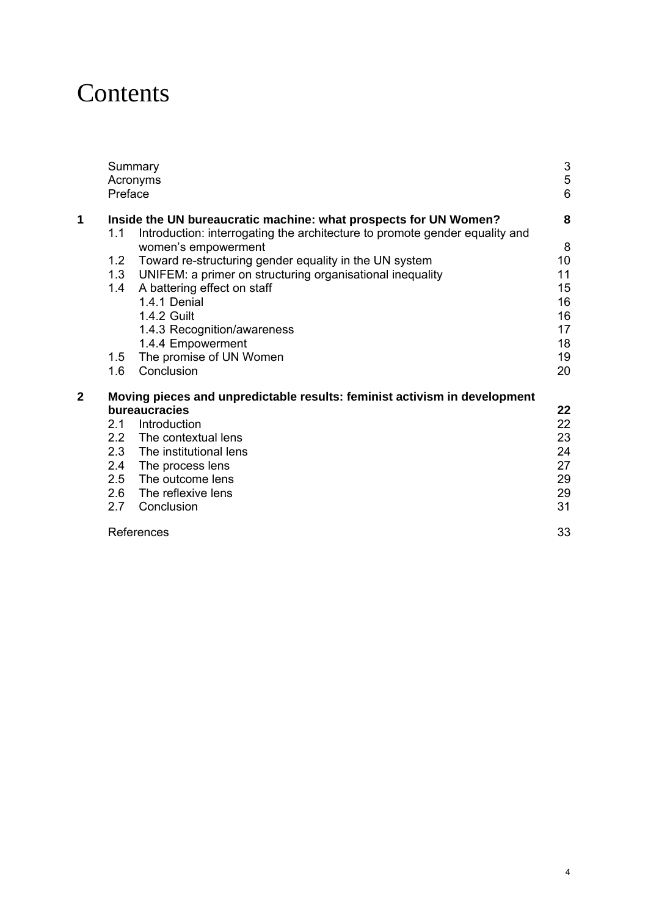# Contents

| | | |
|---|---|---|
| | Summary | 3 |
| | Acronyms | 5 |
| | Preface | 6 |
| **1** | **Inside the UN bureaucratic machine: what prospects for UN Women?** | **8** |
| 1.1 | Introduction: interrogating the architecture to promote gender equality and women's empowerment | 8 |
| 1.2 | Toward re-structuring gender equality in the UN system | 10 |
| 1.3 | UNIFEM: a primer on structuring organisational inequality | 11 |
| 1.4 | A battering effect on staff | 15 |
| | 1.4.1 Denial | 16 |
| | 1.4.2 Guilt | 16 |
| | 1.4.3 Recognition/awareness | 17 |
| | 1.4.4 Empowerment | 18 |
| 1.5 | The promise of UN Women | 19 |
| 1.6 | Conclusion | 20 |
| **2** | **Moving pieces and unpredictable results: feminist activism in development bureaucracies** | **22** |
| 2.1 | Introduction | 22 |
| 2.2 | The contextual lens | 23 |
| 2.3 | The institutional lens | 24 |
| 2.4 | The process lens | 27 |
| 2.5 | The outcome lens | 29 |
| 2.6 | The reflexive lens | 29 |
| 2.7 | Conclusion | 31 |
| | References | 33 |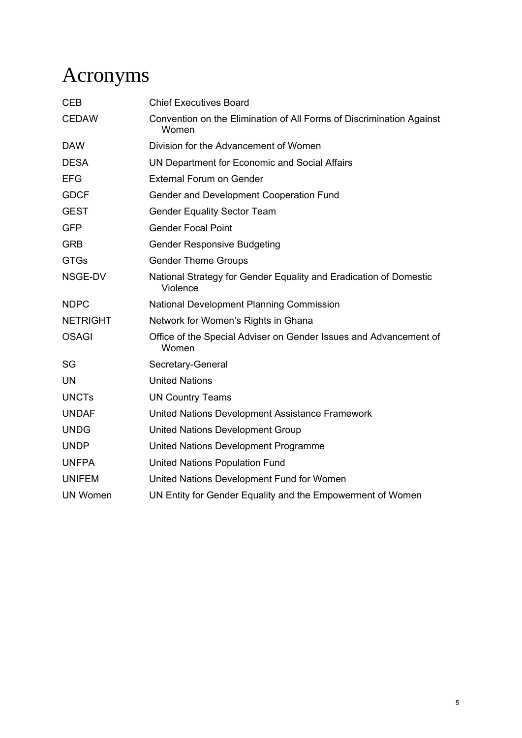# Acronyms

| | |
|---|---|
| CEB | Chief Executives Board |
| CEDAW | Convention on the Elimination of All Forms of Discrimination Against Women |
| DAW | Division for the Advancement of Women |
| DESA | UN Department for Economic and Social Affairs |
| EFG | External Forum on Gender |
| GDCF | Gender and Development Cooperation Fund |
| GEST | Gender Equality Sector Team |
| GFP | Gender Focal Point |
| GRB | Gender Responsive Budgeting |
| GTGs | Gender Theme Groups |
| NSGE-DV | National Strategy for Gender Equality and Eradication of Domestic Violence |
| NDPC | National Development Planning Commission |
| NETRIGHT | Network for Women's Rights in Ghana |
| OSAGI | Office of the Special Adviser on Gender Issues and Advancement of Women |
| SG | Secretary-General |
| UN | United Nations |
| UNCTs | UN Country Teams |
| UNDAF | United Nations Development Assistance Framework |
| UNDG | United Nations Development Group |
| UNDP | United Nations Development Programme |
| UNFPA | United Nations Population Fund |
| UNIFEM | United Nations Development Fund for Women |
| UN Women | UN Entity for Gender Equality and the Empowerment of Women |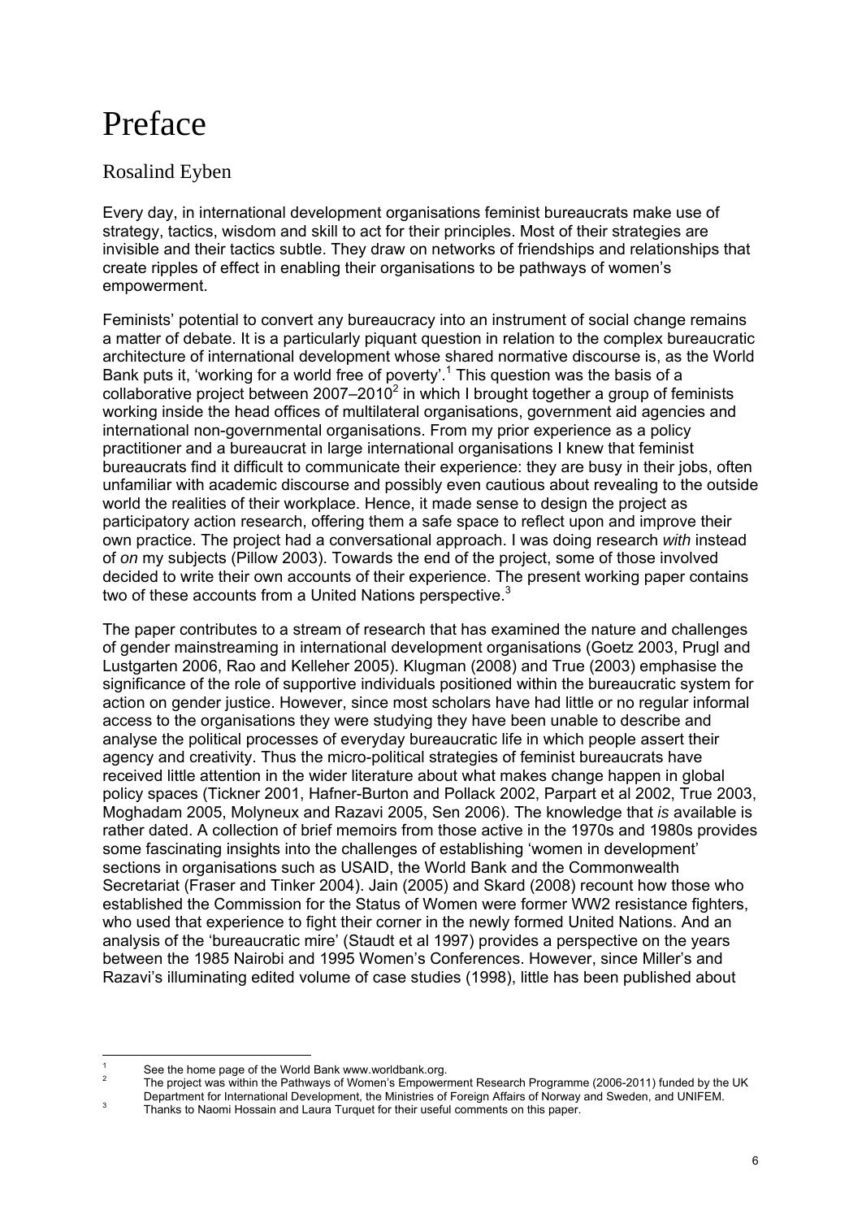# Preface

## Rosalind Eyben

Every day, in international development organisations feminist bureaucrats make use of strategy, tactics, wisdom and skill to act for their principles. Most of their strategies are invisible and their tactics subtle. They draw on networks of friendships and relationships that create ripples of effect in enabling their organisations to be pathways of women's empowerment.

Feminists' potential to convert any bureaucracy into an instrument of social change remains a matter of debate. It is a particularly piquant question in relation to the complex bureaucratic architecture of international development whose shared normative discourse is, as the World Bank puts it, 'working for a world free of poverty'.[1] This question was the basis of a collaborative project between 2007–2010[2] in which I brought together a group of feminists working inside the head offices of multilateral organisations, government aid agencies and international non-governmental organisations. From my prior experience as a policy practitioner and a bureaucrat in large international organisations I knew that feminist bureaucrats find it difficult to communicate their experience: they are busy in their jobs, often unfamiliar with academic discourse and possibly even cautious about revealing to the outside world the realities of their workplace. Hence, it made sense to design the project as participatory action research, offering them a safe space to reflect upon and improve their own practice. The project had a conversational approach. I was doing research *with* instead of *on* my subjects (Pillow 2003). Towards the end of the project, some of those involved decided to write their own accounts of their experience. The present working paper contains two of these accounts from a United Nations perspective.[3]

The paper contributes to a stream of research that has examined the nature and challenges of gender mainstreaming in international development organisations (Goetz 2003, Prugl and Lustgarten 2006, Rao and Kelleher 2005). Klugman (2008) and True (2003) emphasise the significance of the role of supportive individuals positioned within the bureaucratic system for action on gender justice. However, since most scholars have had little or no regular informal access to the organisations they were studying they have been unable to describe and analyse the political processes of everyday bureaucratic life in which people assert their agency and creativity. Thus the micro-political strategies of feminist bureaucrats have received little attention in the wider literature about what makes change happen in global policy spaces (Tickner 2001, Hafner-Burton and Pollack 2002, Parpart et al 2002, True 2003, Moghadam 2005, Molyneux and Razavi 2005, Sen 2006). The knowledge that *is* available is rather dated. A collection of brief memoirs from those active in the 1970s and 1980s provides some fascinating insights into the challenges of establishing 'women in development' sections in organisations such as USAID, the World Bank and the Commonwealth Secretariat (Fraser and Tinker 2004). Jain (2005) and Skard (2008) recount how those who established the Commission for the Status of Women were former WW2 resistance fighters, who used that experience to fight their corner in the newly formed United Nations. And an analysis of the 'bureaucratic mire' (Staudt et al 1997) provides a perspective on the years between the 1985 Nairobi and 1995 Women's Conferences. However, since Miller's and Razavi's illuminating edited volume of case studies (1998), little has been published about

---

[1] See the home page of the World Bank www.worldbank.org.

[2] The project was within the Pathways of Women's Empowerment Research Programme (2006-2011) funded by the UK Department for International Development, the Ministries of Foreign Affairs of Norway and Sweden, and UNIFEM.

[3] Thanks to Naomi Hossain and Laura Turquet for their useful comments on this paper.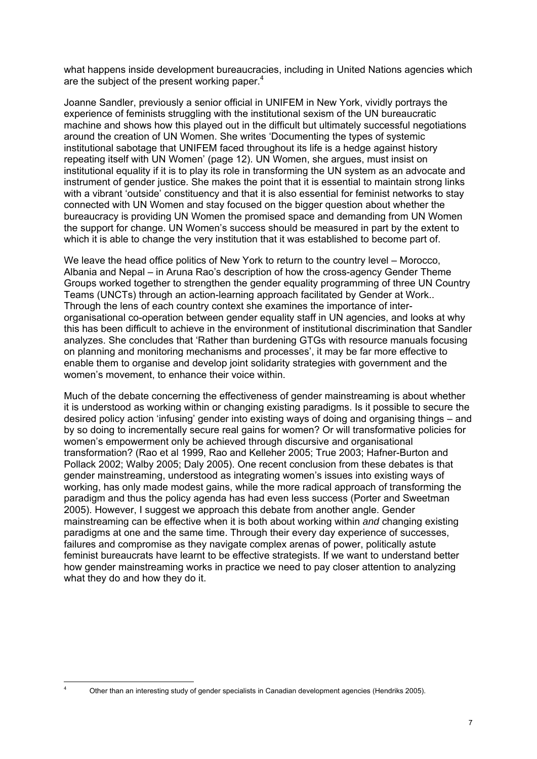what happens inside development bureaucracies, including in United Nations agencies which are the subject of the present working paper.[4]

Joanne Sandler, previously a senior official in UNIFEM in New York, vividly portrays the experience of feminists struggling with the institutional sexism of the UN bureaucratic machine and shows how this played out in the difficult but ultimately successful negotiations around the creation of UN Women. She writes 'Documenting the types of systemic institutional sabotage that UNIFEM faced throughout its life is a hedge against history repeating itself with UN Women' (page 12). UN Women, she argues, must insist on institutional equality if it is to play its role in transforming the UN system as an advocate and instrument of gender justice. She makes the point that it is essential to maintain strong links with a vibrant 'outside' constituency and that it is also essential for feminist networks to stay connected with UN Women and stay focused on the bigger question about whether the bureaucracy is providing UN Women the promised space and demanding from UN Women the support for change. UN Women's success should be measured in part by the extent to which it is able to change the very institution that it was established to become part of.

We leave the head office politics of New York to return to the country level – Morocco, Albania and Nepal – in Aruna Rao's description of how the cross-agency Gender Theme Groups worked together to strengthen the gender equality programming of three UN Country Teams (UNCTs) through an action-learning approach facilitated by Gender at Work.. Through the lens of each country context she examines the importance of inter-organisational co-operation between gender equality staff in UN agencies, and looks at why this has been difficult to achieve in the environment of institutional discrimination that Sandler analyzes. She concludes that 'Rather than burdening GTGs with resource manuals focusing on planning and monitoring mechanisms and processes', it may be far more effective to enable them to organise and develop joint solidarity strategies with government and the women's movement, to enhance their voice within.

Much of the debate concerning the effectiveness of gender mainstreaming is about whether it is understood as working within or changing existing paradigms. Is it possible to secure the desired policy action 'infusing' gender into existing ways of doing and organising things – and by so doing to incrementally secure real gains for women? Or will transformative policies for women's empowerment only be achieved through discursive and organisational transformation? (Rao et al 1999, Rao and Kelleher 2005; True 2003; Hafner-Burton and Pollack 2002; Walby 2005; Daly 2005). One recent conclusion from these debates is that gender mainstreaming, understood as integrating women's issues into existing ways of working, has only made modest gains, while the more radical approach of transforming the paradigm and thus the policy agenda has had even less success (Porter and Sweetman 2005). However, I suggest we approach this debate from another angle. Gender mainstreaming can be effective when it is both about working within *and* changing existing paradigms at one and the same time. Through their every day experience of successes, failures and compromise as they navigate complex arenas of power, politically astute feminist bureaucrats have learnt to be effective strategists. If we want to understand better how gender mainstreaming works in practice we need to pay closer attention to analyzing what they do and how they do it.

[4] Other than an interesting study of gender specialists in Canadian development agencies (Hendriks 2005).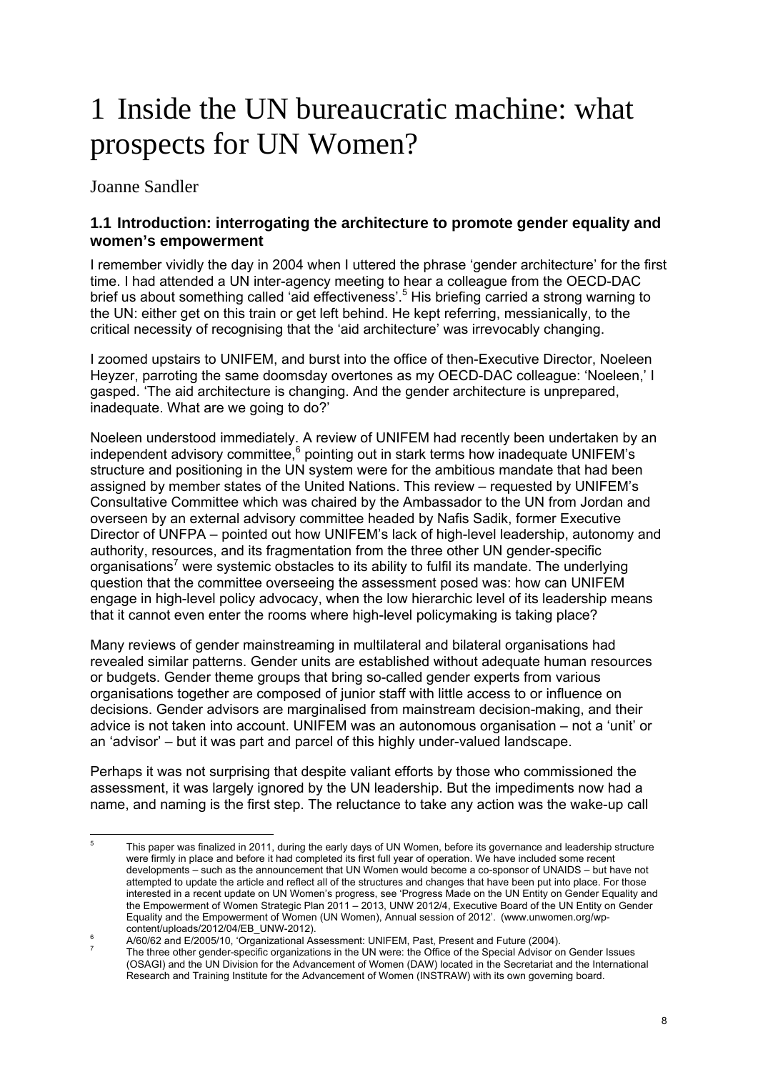# 1 Inside the UN bureaucratic machine: what prospects for UN Women?

Joanne Sandler

## 1.1 Introduction: interrogating the architecture to promote gender equality and women's empowerment

I remember vividly the day in 2004 when I uttered the phrase 'gender architecture' for the first time. I had attended a UN inter-agency meeting to hear a colleague from the OECD-DAC brief us about something called 'aid effectiveness'.[5] His briefing carried a strong warning to the UN: either get on this train or get left behind. He kept referring, messianically, to the critical necessity of recognising that the 'aid architecture' was irrevocably changing.

I zoomed upstairs to UNIFEM, and burst into the office of then-Executive Director, Noeleen Heyzer, parroting the same doomsday overtones as my OECD-DAC colleague: 'Noeleen,' I gasped. 'The aid architecture is changing. And the gender architecture is unprepared, inadequate. What are we going to do?'

Noeleen understood immediately. A review of UNIFEM had recently been undertaken by an independent advisory committee,[6] pointing out in stark terms how inadequate UNIFEM's structure and positioning in the UN system were for the ambitious mandate that had been assigned by member states of the United Nations. This review – requested by UNIFEM's Consultative Committee which was chaired by the Ambassador to the UN from Jordan and overseen by an external advisory committee headed by Nafis Sadik, former Executive Director of UNFPA – pointed out how UNIFEM's lack of high-level leadership, autonomy and authority, resources, and its fragmentation from the three other UN gender-specific organisations[7] were systemic obstacles to its ability to fulfil its mandate. The underlying question that the committee overseeing the assessment posed was: how can UNIFEM engage in high-level policy advocacy, when the low hierarchic level of its leadership means that it cannot even enter the rooms where high-level policymaking is taking place?

Many reviews of gender mainstreaming in multilateral and bilateral organisations had revealed similar patterns. Gender units are established without adequate human resources or budgets. Gender theme groups that bring so-called gender experts from various organisations together are composed of junior staff with little access to or influence on decisions. Gender advisors are marginalised from mainstream decision-making, and their advice is not taken into account. UNIFEM was an autonomous organisation – not a 'unit' or an 'advisor' – but it was part and parcel of this highly under-valued landscape.

Perhaps it was not surprising that despite valiant efforts by those who commissioned the assessment, it was largely ignored by the UN leadership. But the impediments now had a name, and naming is the first step. The reluctance to take any action was the wake-up call

---

[5] This paper was finalized in 2011, during the early days of UN Women, before its governance and leadership structure were firmly in place and before it had completed its first full year of operation. We have included some recent developments – such as the announcement that UN Women would become a co-sponsor of UNAIDS – but have not attempted to update the article and reflect all of the structures and changes that have been put into place. For those interested in a recent update on UN Women's progress, see 'Progress Made on the UN Entity on Gender Equality and the Empowerment of Women Strategic Plan 2011 – 2013, UNW 2012/4, Executive Board of the UN Entity on Gender Equality and the Empowerment of Women (UN Women), Annual session of 2012'. (www.unwomen.org/wp-content/uploads/2012/04/EB_UNW-2012).

[6] A/60/62 and E/2005/10, 'Organizational Assessment: UNIFEM, Past, Present and Future (2004).

[7] The three other gender-specific organizations in the UN were: the Office of the Special Advisor on Gender Issues (OSAGI) and the UN Division for the Advancement of Women (DAW) located in the Secretariat and the International Research and Training Institute for the Advancement of Women (INSTRAW) with its own governing board.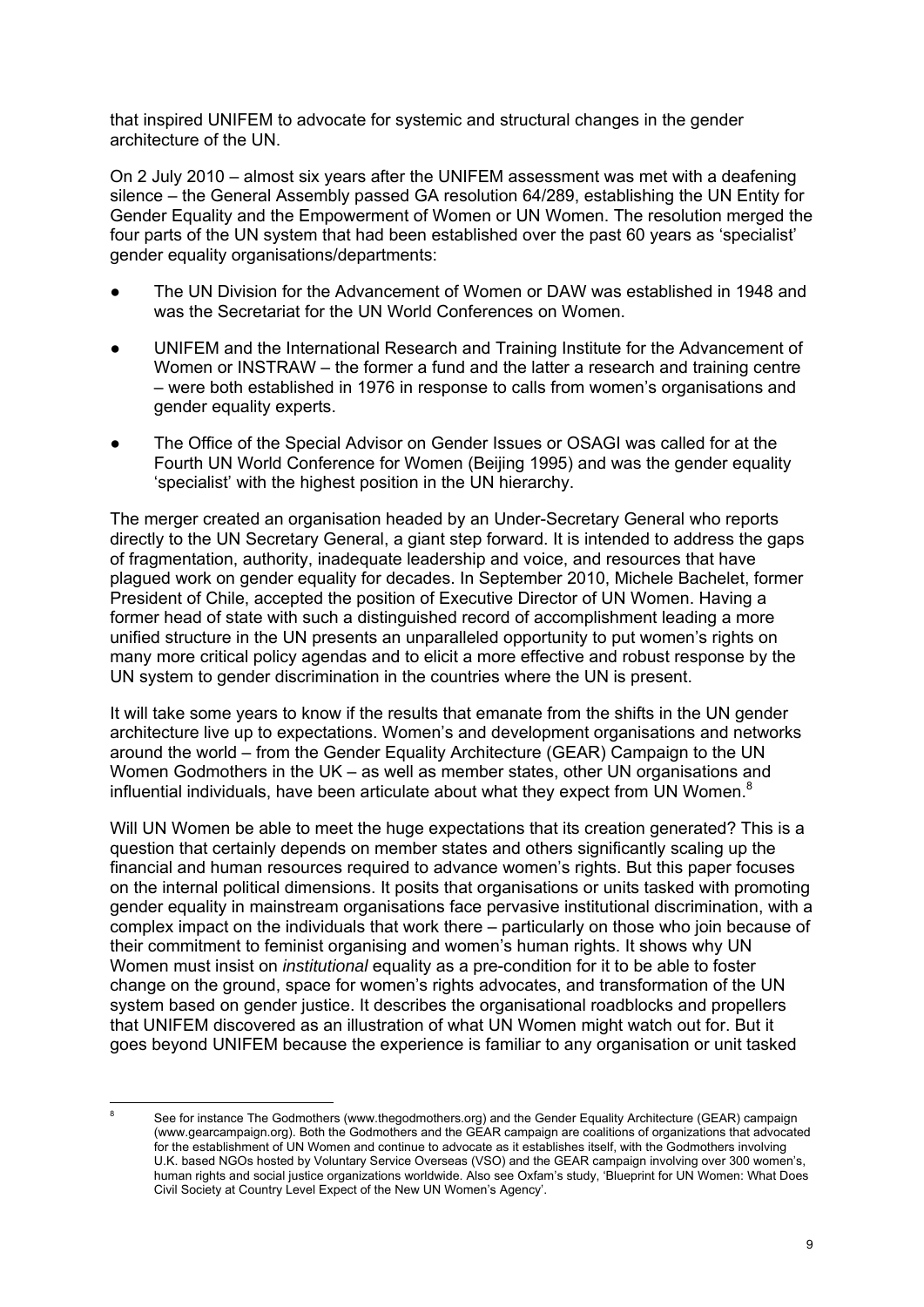that inspired UNIFEM to advocate for systemic and structural changes in the gender architecture of the UN.

On 2 July 2010 – almost six years after the UNIFEM assessment was met with a deafening silence – the General Assembly passed GA resolution 64/289, establishing the UN Entity for Gender Equality and the Empowerment of Women or UN Women. The resolution merged the four parts of the UN system that had been established over the past 60 years as 'specialist' gender equality organisations/departments:

- The UN Division for the Advancement of Women or DAW was established in 1948 and was the Secretariat for the UN World Conferences on Women.
- UNIFEM and the International Research and Training Institute for the Advancement of Women or INSTRAW – the former a fund and the latter a research and training centre – were both established in 1976 in response to calls from women's organisations and gender equality experts.
- The Office of the Special Advisor on Gender Issues or OSAGI was called for at the Fourth UN World Conference for Women (Beijing 1995) and was the gender equality 'specialist' with the highest position in the UN hierarchy.

The merger created an organisation headed by an Under-Secretary General who reports directly to the UN Secretary General, a giant step forward. It is intended to address the gaps of fragmentation, authority, inadequate leadership and voice, and resources that have plagued work on gender equality for decades. In September 2010, Michele Bachelet, former President of Chile, accepted the position of Executive Director of UN Women. Having a former head of state with such a distinguished record of accomplishment leading a more unified structure in the UN presents an unparalleled opportunity to put women's rights on many more critical policy agendas and to elicit a more effective and robust response by the UN system to gender discrimination in the countries where the UN is present.

It will take some years to know if the results that emanate from the shifts in the UN gender architecture live up to expectations. Women's and development organisations and networks around the world – from the Gender Equality Architecture (GEAR) Campaign to the UN Women Godmothers in the UK – as well as member states, other UN organisations and influential individuals, have been articulate about what they expect from UN Women.[8]

Will UN Women be able to meet the huge expectations that its creation generated? This is a question that certainly depends on member states and others significantly scaling up the financial and human resources required to advance women's rights. But this paper focuses on the internal political dimensions. It posits that organisations or units tasked with promoting gender equality in mainstream organisations face pervasive institutional discrimination, with a complex impact on the individuals that work there – particularly on those who join because of their commitment to feminist organising and women's human rights. It shows why UN Women must insist on *institutional* equality as a pre-condition for it to be able to foster change on the ground, space for women's rights advocates, and transformation of the UN system based on gender justice. It describes the organisational roadblocks and propellers that UNIFEM discovered as an illustration of what UN Women might watch out for. But it goes beyond UNIFEM because the experience is familiar to any organisation or unit tasked

[8] See for instance The Godmothers (www.thegodmothers.org) and the Gender Equality Architecture (GEAR) campaign (www.gearcampaign.org). Both the Godmothers and the GEAR campaign are coalitions of organizations that advocated for the establishment of UN Women and continue to advocate as it establishes itself, with the Godmothers involving U.K. based NGOs hosted by Voluntary Service Overseas (VSO) and the GEAR campaign involving over 300 women's, human rights and social justice organizations worldwide. Also see Oxfam's study, 'Blueprint for UN Women: What Does Civil Society at Country Level Expect of the New UN Women's Agency'.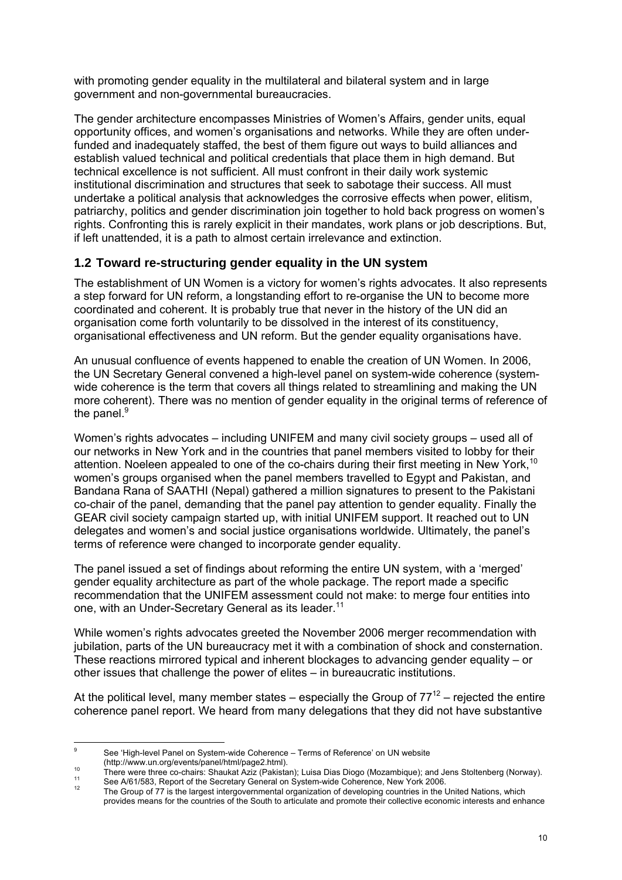with promoting gender equality in the multilateral and bilateral system and in large government and non-governmental bureaucracies.

The gender architecture encompasses Ministries of Women's Affairs, gender units, equal opportunity offices, and women's organisations and networks. While they are often under-funded and inadequately staffed, the best of them figure out ways to build alliances and establish valued technical and political credentials that place them in high demand. But technical excellence is not sufficient. All must confront in their daily work systemic institutional discrimination and structures that seek to sabotage their success. All must undertake a political analysis that acknowledges the corrosive effects when power, elitism, patriarchy, politics and gender discrimination join together to hold back progress on women's rights. Confronting this is rarely explicit in their mandates, work plans or job descriptions. But, if left unattended, it is a path to almost certain irrelevance and extinction.

## 1.2 Toward re-structuring gender equality in the UN system

The establishment of UN Women is a victory for women's rights advocates. It also represents a step forward for UN reform, a longstanding effort to re-organise the UN to become more coordinated and coherent. It is probably true that never in the history of the UN did an organisation come forth voluntarily to be dissolved in the interest of its constituency, organisational effectiveness and UN reform. But the gender equality organisations have.

An unusual confluence of events happened to enable the creation of UN Women. In 2006, the UN Secretary General convened a high-level panel on system-wide coherence (system-wide coherence is the term that covers all things related to streamlining and making the UN more coherent). There was no mention of gender equality in the original terms of reference of the panel.[9]

Women's rights advocates – including UNIFEM and many civil society groups – used all of our networks in New York and in the countries that panel members visited to lobby for their attention. Noeleen appealed to one of the co-chairs during their first meeting in New York,[10] women's groups organised when the panel members travelled to Egypt and Pakistan, and Bandana Rana of SAATHI (Nepal) gathered a million signatures to present to the Pakistani co-chair of the panel, demanding that the panel pay attention to gender equality. Finally the GEAR civil society campaign started up, with initial UNIFEM support. It reached out to UN delegates and women's and social justice organisations worldwide. Ultimately, the panel's terms of reference were changed to incorporate gender equality.

The panel issued a set of findings about reforming the entire UN system, with a 'merged' gender equality architecture as part of the whole package. The report made a specific recommendation that the UNIFEM assessment could not make: to merge four entities into one, with an Under-Secretary General as its leader.[11]

While women's rights advocates greeted the November 2006 merger recommendation with jubilation, parts of the UN bureaucracy met it with a combination of shock and consternation. These reactions mirrored typical and inherent blockages to advancing gender equality – or other issues that challenge the power of elites – in bureaucratic institutions.

At the political level, many member states – especially the Group of 77[12] – rejected the entire coherence panel report. We heard from many delegations that they did not have substantive

---

[9] See 'High-level Panel on System-wide Coherence – Terms of Reference' on UN website (http://www.un.org/events/panel/html/page2.html).

[10] There were three co-chairs: Shaukat Aziz (Pakistan); Luisa Dias Diogo (Mozambique); and Jens Stoltenberg (Norway).

[11] See A/61/583, Report of the Secretary General on System-wide Coherence, New York 2006.

[12] The Group of 77 is the largest intergovernmental organization of developing countries in the United Nations, which provides means for the countries of the South to articulate and promote their collective economic interests and enhance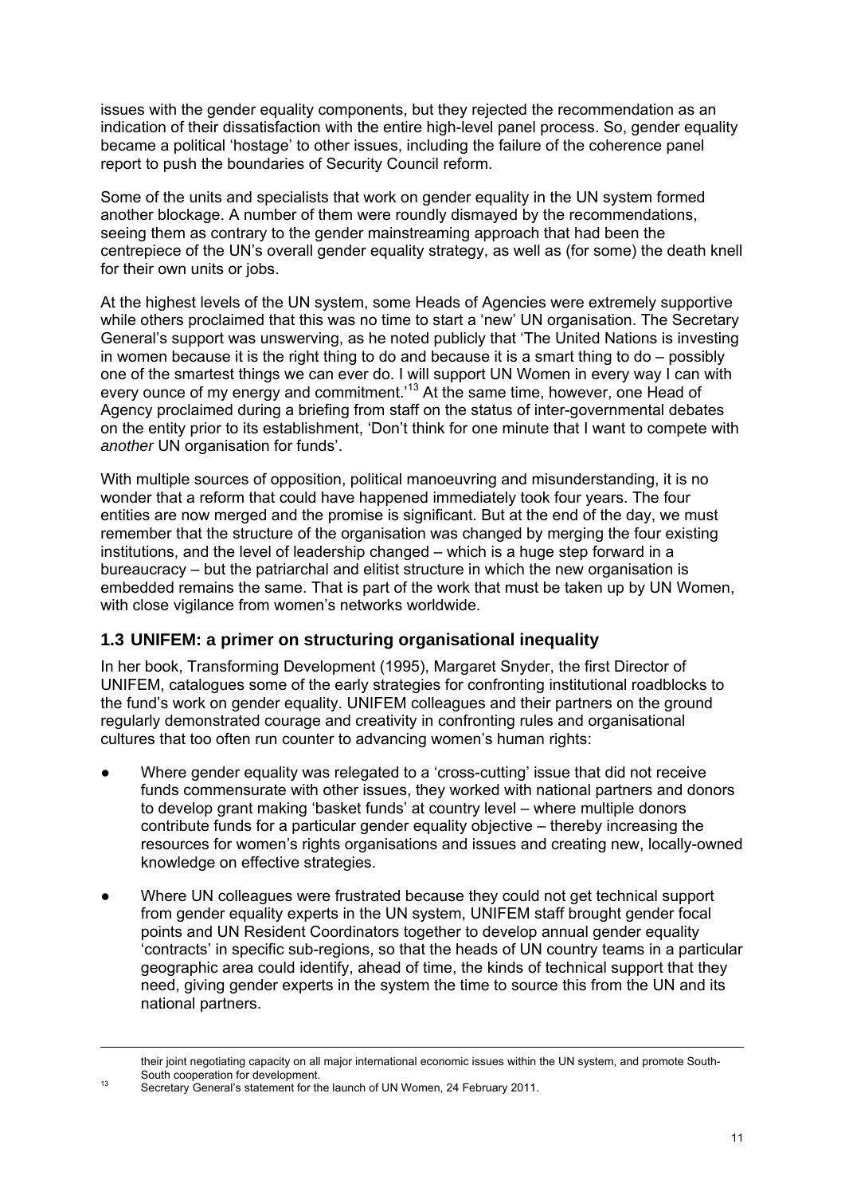issues with the gender equality components, but they rejected the recommendation as an indication of their dissatisfaction with the entire high-level panel process. So, gender equality became a political 'hostage' to other issues, including the failure of the coherence panel report to push the boundaries of Security Council reform.

Some of the units and specialists that work on gender equality in the UN system formed another blockage. A number of them were roundly dismayed by the recommendations, seeing them as contrary to the gender mainstreaming approach that had been the centrepiece of the UN's overall gender equality strategy, as well as (for some) the death knell for their own units or jobs.

At the highest levels of the UN system, some Heads of Agencies were extremely supportive while others proclaimed that this was no time to start a 'new' UN organisation. The Secretary General's support was unswerving, as he noted publicly that 'The United Nations is investing in women because it is the right thing to do and because it is a smart thing to do – possibly one of the smartest things we can ever do. I will support UN Women in every way I can with every ounce of my energy and commitment.'[13] At the same time, however, one Head of Agency proclaimed during a briefing from staff on the status of inter-governmental debates on the entity prior to its establishment, 'Don't think for one minute that I want to compete with *another* UN organisation for funds'.

With multiple sources of opposition, political manoeuvring and misunderstanding, it is no wonder that a reform that could have happened immediately took four years. The four entities are now merged and the promise is significant. But at the end of the day, we must remember that the structure of the organisation was changed by merging the four existing institutions, and the level of leadership changed – which is a huge step forward in a bureaucracy – but the patriarchal and elitist structure in which the new organisation is embedded remains the same. That is part of the work that must be taken up by UN Women, with close vigilance from women's networks worldwide.

## 1.3 UNIFEM: a primer on structuring organisational inequality

In her book, Transforming Development (1995), Margaret Snyder, the first Director of UNIFEM, catalogues some of the early strategies for confronting institutional roadblocks to the fund's work on gender equality. UNIFEM colleagues and their partners on the ground regularly demonstrated courage and creativity in confronting rules and organisational cultures that too often run counter to advancing women's human rights:

- Where gender equality was relegated to a 'cross-cutting' issue that did not receive funds commensurate with other issues, they worked with national partners and donors to develop grant making 'basket funds' at country level – where multiple donors contribute funds for a particular gender equality objective – thereby increasing the resources for women's rights organisations and issues and creating new, locally-owned knowledge on effective strategies.
- Where UN colleagues were frustrated because they could not get technical support from gender equality experts in the UN system, UNIFEM staff brought gender focal points and UN Resident Coordinators together to develop annual gender equality 'contracts' in specific sub-regions, so that the heads of UN country teams in a particular geographic area could identify, ahead of time, the kinds of technical support that they need, giving gender experts in the system the time to source this from the UN and its national partners.

their joint negotiating capacity on all major international economic issues within the UN system, and promote South-South cooperation for development.

[13] Secretary General's statement for the launch of UN Women, 24 February 2011.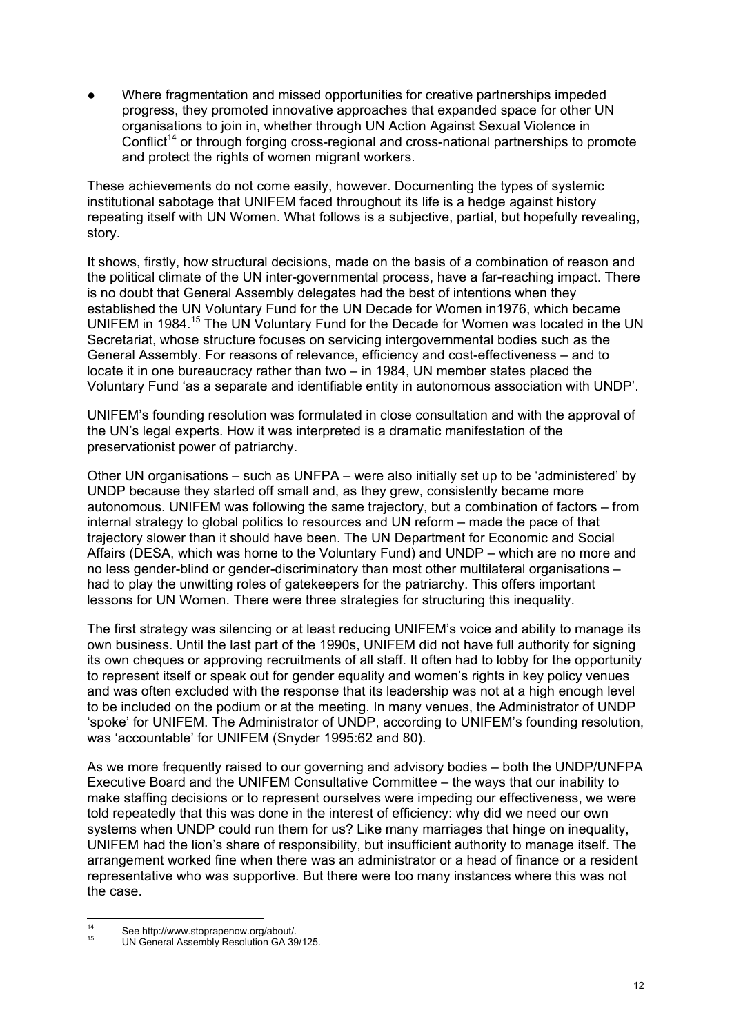- Where fragmentation and missed opportunities for creative partnerships impeded progress, they promoted innovative approaches that expanded space for other UN organisations to join in, whether through UN Action Against Sexual Violence in Conflict[14] or through forging cross-regional and cross-national partnerships to promote and protect the rights of women migrant workers.

These achievements do not come easily, however. Documenting the types of systemic institutional sabotage that UNIFEM faced throughout its life is a hedge against history repeating itself with UN Women. What follows is a subjective, partial, but hopefully revealing, story.

It shows, firstly, how structural decisions, made on the basis of a combination of reason and the political climate of the UN inter-governmental process, have a far-reaching impact. There is no doubt that General Assembly delegates had the best of intentions when they established the UN Voluntary Fund for the UN Decade for Women in1976, which became UNIFEM in 1984.[15] The UN Voluntary Fund for the Decade for Women was located in the UN Secretariat, whose structure focuses on servicing intergovernmental bodies such as the General Assembly. For reasons of relevance, efficiency and cost-effectiveness – and to locate it in one bureaucracy rather than two – in 1984, UN member states placed the Voluntary Fund 'as a separate and identifiable entity in autonomous association with UNDP'.

UNIFEM's founding resolution was formulated in close consultation and with the approval of the UN's legal experts. How it was interpreted is a dramatic manifestation of the preservationist power of patriarchy.

Other UN organisations – such as UNFPA – were also initially set up to be 'administered' by UNDP because they started off small and, as they grew, consistently became more autonomous. UNIFEM was following the same trajectory, but a combination of factors – from internal strategy to global politics to resources and UN reform – made the pace of that trajectory slower than it should have been. The UN Department for Economic and Social Affairs (DESA, which was home to the Voluntary Fund) and UNDP – which are no more and no less gender-blind or gender-discriminatory than most other multilateral organisations – had to play the unwitting roles of gatekeepers for the patriarchy. This offers important lessons for UN Women. There were three strategies for structuring this inequality.

The first strategy was silencing or at least reducing UNIFEM's voice and ability to manage its own business. Until the last part of the 1990s, UNIFEM did not have full authority for signing its own cheques or approving recruitments of all staff. It often had to lobby for the opportunity to represent itself or speak out for gender equality and women's rights in key policy venues and was often excluded with the response that its leadership was not at a high enough level to be included on the podium or at the meeting. In many venues, the Administrator of UNDP 'spoke' for UNIFEM. The Administrator of UNDP, according to UNIFEM's founding resolution, was 'accountable' for UNIFEM (Snyder 1995:62 and 80).

As we more frequently raised to our governing and advisory bodies – both the UNDP/UNFPA Executive Board and the UNIFEM Consultative Committee – the ways that our inability to make staffing decisions or to represent ourselves were impeding our effectiveness, we were told repeatedly that this was done in the interest of efficiency: why did we need our own systems when UNDP could run them for us? Like many marriages that hinge on inequality, UNIFEM had the lion's share of responsibility, but insufficient authority to manage itself. The arrangement worked fine when there was an administrator or a head of finance or a resident representative who was supportive. But there were too many instances where this was not the case.

---

[14] See http://www.stoprapenow.org/about/.

[15] UN General Assembly Resolution GA 39/125.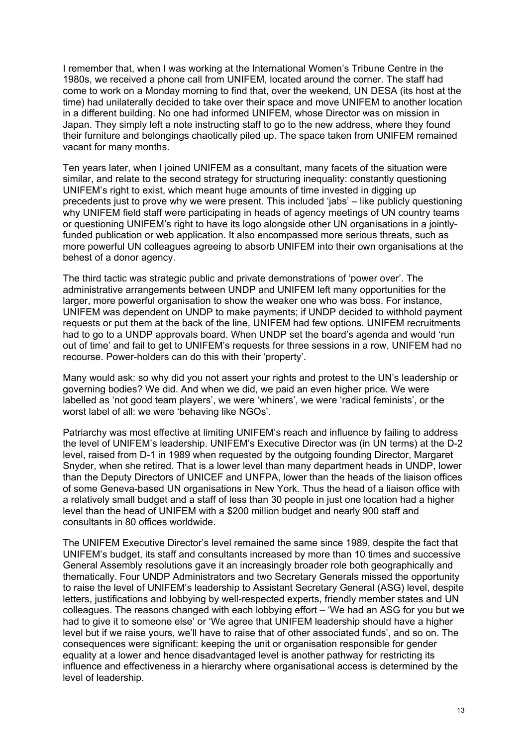I remember that, when I was working at the International Women's Tribune Centre in the 1980s, we received a phone call from UNIFEM, located around the corner. The staff had come to work on a Monday morning to find that, over the weekend, UN DESA (its host at the time) had unilaterally decided to take over their space and move UNIFEM to another location in a different building. No one had informed UNIFEM, whose Director was on mission in Japan. They simply left a note instructing staff to go to the new address, where they found their furniture and belongings chaotically piled up. The space taken from UNIFEM remained vacant for many months.

Ten years later, when I joined UNIFEM as a consultant, many facets of the situation were similar, and relate to the second strategy for structuring inequality: constantly questioning UNIFEM's right to exist, which meant huge amounts of time invested in digging up precedents just to prove why we were present. This included 'jabs' – like publicly questioning why UNIFEM field staff were participating in heads of agency meetings of UN country teams or questioning UNIFEM's right to have its logo alongside other UN organisations in a jointly-funded publication or web application. It also encompassed more serious threats, such as more powerful UN colleagues agreeing to absorb UNIFEM into their own organisations at the behest of a donor agency.

The third tactic was strategic public and private demonstrations of 'power over'. The administrative arrangements between UNDP and UNIFEM left many opportunities for the larger, more powerful organisation to show the weaker one who was boss. For instance, UNIFEM was dependent on UNDP to make payments; if UNDP decided to withhold payment requests or put them at the back of the line, UNIFEM had few options. UNIFEM recruitments had to go to a UNDP approvals board. When UNDP set the board's agenda and would 'run out of time' and fail to get to UNIFEM's requests for three sessions in a row, UNIFEM had no recourse. Power-holders can do this with their 'property'.

Many would ask: so why did you not assert your rights and protest to the UN's leadership or governing bodies? We did. And when we did, we paid an even higher price. We were labelled as 'not good team players', we were 'whiners', we were 'radical feminists', or the worst label of all: we were 'behaving like NGOs'.

Patriarchy was most effective at limiting UNIFEM's reach and influence by failing to address the level of UNIFEM's leadership. UNIFEM's Executive Director was (in UN terms) at the D-2 level, raised from D-1 in 1989 when requested by the outgoing founding Director, Margaret Snyder, when she retired. That is a lower level than many department heads in UNDP, lower than the Deputy Directors of UNICEF and UNFPA, lower than the heads of the liaison offices of some Geneva-based UN organisations in New York. Thus the head of a liaison office with a relatively small budget and a staff of less than 30 people in just one location had a higher level than the head of UNIFEM with a $200 million budget and nearly 900 staff and consultants in 80 offices worldwide.

The UNIFEM Executive Director's level remained the same since 1989, despite the fact that UNIFEM's budget, its staff and consultants increased by more than 10 times and successive General Assembly resolutions gave it an increasingly broader role both geographically and thematically. Four UNDP Administrators and two Secretary Generals missed the opportunity to raise the level of UNIFEM's leadership to Assistant Secretary General (ASG) level, despite letters, justifications and lobbying by well-respected experts, friendly member states and UN colleagues. The reasons changed with each lobbying effort – 'We had an ASG for you but we had to give it to someone else' or 'We agree that UNIFEM leadership should have a higher level but if we raise yours, we'll have to raise that of other associated funds', and so on. The consequences were significant: keeping the unit or organisation responsible for gender equality at a lower and hence disadvantaged level is another pathway for restricting its influence and effectiveness in a hierarchy where organisational access is determined by the level of leadership.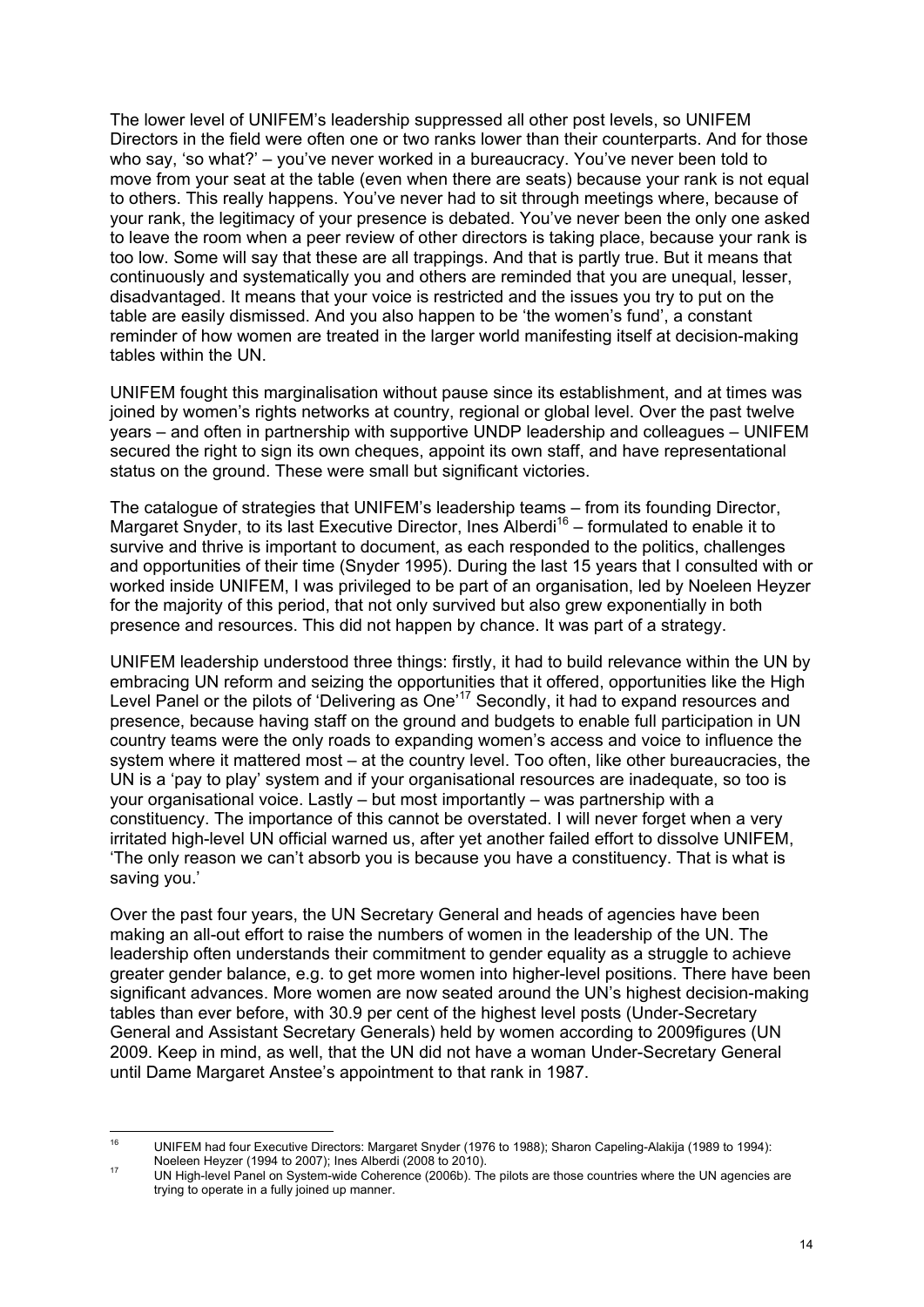The lower level of UNIFEM's leadership suppressed all other post levels, so UNIFEM Directors in the field were often one or two ranks lower than their counterparts. And for those who say, 'so what?' – you've never worked in a bureaucracy. You've never been told to move from your seat at the table (even when there are seats) because your rank is not equal to others. This really happens. You've never had to sit through meetings where, because of your rank, the legitimacy of your presence is debated. You've never been the only one asked to leave the room when a peer review of other directors is taking place, because your rank is too low. Some will say that these are all trappings. And that is partly true. But it means that continuously and systematically you and others are reminded that you are unequal, lesser, disadvantaged. It means that your voice is restricted and the issues you try to put on the table are easily dismissed. And you also happen to be 'the women's fund', a constant reminder of how women are treated in the larger world manifesting itself at decision-making tables within the UN.

UNIFEM fought this marginalisation without pause since its establishment, and at times was joined by women's rights networks at country, regional or global level. Over the past twelve years – and often in partnership with supportive UNDP leadership and colleagues – UNIFEM secured the right to sign its own cheques, appoint its own staff, and have representational status on the ground. These were small but significant victories.

The catalogue of strategies that UNIFEM's leadership teams – from its founding Director, Margaret Snyder, to its last Executive Director, Ines Alberdi[16] – formulated to enable it to survive and thrive is important to document, as each responded to the politics, challenges and opportunities of their time (Snyder 1995). During the last 15 years that I consulted with or worked inside UNIFEM, I was privileged to be part of an organisation, led by Noeleen Heyzer for the majority of this period, that not only survived but also grew exponentially in both presence and resources. This did not happen by chance. It was part of a strategy.

UNIFEM leadership understood three things: firstly, it had to build relevance within the UN by embracing UN reform and seizing the opportunities that it offered, opportunities like the High Level Panel or the pilots of 'Delivering as One'[17] Secondly, it had to expand resources and presence, because having staff on the ground and budgets to enable full participation in UN country teams were the only roads to expanding women's access and voice to influence the system where it mattered most – at the country level. Too often, like other bureaucracies, the UN is a 'pay to play' system and if your organisational resources are inadequate, so too is your organisational voice. Lastly – but most importantly – was partnership with a constituency. The importance of this cannot be overstated. I will never forget when a very irritated high-level UN official warned us, after yet another failed effort to dissolve UNIFEM, 'The only reason we can't absorb you is because you have a constituency. That is what is saving you.'

Over the past four years, the UN Secretary General and heads of agencies have been making an all-out effort to raise the numbers of women in the leadership of the UN. The leadership often understands their commitment to gender equality as a struggle to achieve greater gender balance, e.g. to get more women into higher-level positions. There have been significant advances. More women are now seated around the UN's highest decision-making tables than ever before, with 30.9 per cent of the highest level posts (Under-Secretary General and Assistant Secretary Generals) held by women according to 2009figures (UN 2009. Keep in mind, as well, that the UN did not have a woman Under-Secretary General until Dame Margaret Anstee's appointment to that rank in 1987.

---

[16] UNIFEM had four Executive Directors: Margaret Snyder (1976 to 1988); Sharon Capeling-Alakija (1989 to 1994): Noeleen Heyzer (1994 to 2007); Ines Alberdi (2008 to 2010).

[17] UN High-level Panel on System-wide Coherence (2006b). The pilots are those countries where the UN agencies are trying to operate in a fully joined up manner.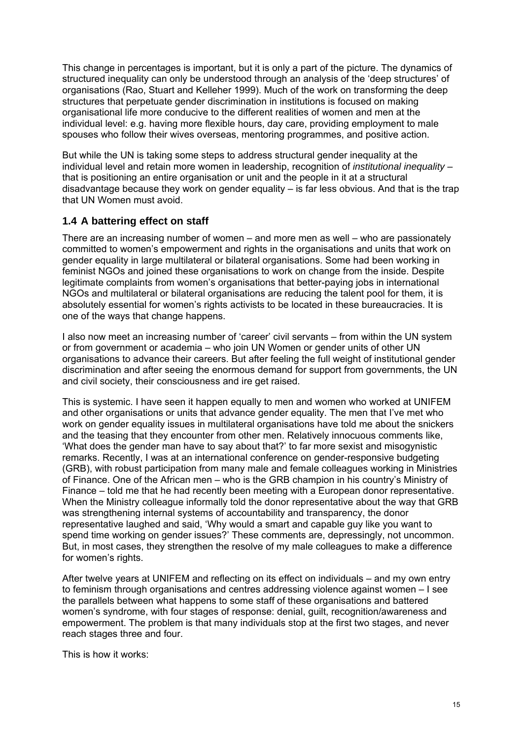This change in percentages is important, but it is only a part of the picture. The dynamics of structured inequality can only be understood through an analysis of the 'deep structures' of organisations (Rao, Stuart and Kelleher 1999). Much of the work on transforming the deep structures that perpetuate gender discrimination in institutions is focused on making organisational life more conducive to the different realities of women and men at the individual level: e.g. having more flexible hours, day care, providing employment to male spouses who follow their wives overseas, mentoring programmes, and positive action.

But while the UN is taking some steps to address structural gender inequality at the individual level and retain more women in leadership, recognition of *institutional inequality* – that is positioning an entire organisation or unit and the people in it at a structural disadvantage because they work on gender equality – is far less obvious. And that is the trap that UN Women must avoid.

## 1.4 A battering effect on staff

There are an increasing number of women – and more men as well – who are passionately committed to women's empowerment and rights in the organisations and units that work on gender equality in large multilateral or bilateral organisations. Some had been working in feminist NGOs and joined these organisations to work on change from the inside. Despite legitimate complaints from women's organisations that better-paying jobs in international NGOs and multilateral or bilateral organisations are reducing the talent pool for them, it is absolutely essential for women's rights activists to be located in these bureaucracies. It is one of the ways that change happens.

I also now meet an increasing number of 'career' civil servants – from within the UN system or from government or academia – who join UN Women or gender units of other UN organisations to advance their careers. But after feeling the full weight of institutional gender discrimination and after seeing the enormous demand for support from governments, the UN and civil society, their consciousness and ire get raised.

This is systemic. I have seen it happen equally to men and women who worked at UNIFEM and other organisations or units that advance gender equality. The men that I've met who work on gender equality issues in multilateral organisations have told me about the snickers and the teasing that they encounter from other men. Relatively innocuous comments like, 'What does the gender man have to say about that?' to far more sexist and misogynistic remarks. Recently, I was at an international conference on gender-responsive budgeting (GRB), with robust participation from many male and female colleagues working in Ministries of Finance. One of the African men – who is the GRB champion in his country's Ministry of Finance – told me that he had recently been meeting with a European donor representative. When the Ministry colleague informally told the donor representative about the way that GRB was strengthening internal systems of accountability and transparency, the donor representative laughed and said, 'Why would a smart and capable guy like you want to spend time working on gender issues?' These comments are, depressingly, not uncommon. But, in most cases, they strengthen the resolve of my male colleagues to make a difference for women's rights.

After twelve years at UNIFEM and reflecting on its effect on individuals – and my own entry to feminism through organisations and centres addressing violence against women – I see the parallels between what happens to some staff of these organisations and battered women's syndrome, with four stages of response: denial, guilt, recognition/awareness and empowerment. The problem is that many individuals stop at the first two stages, and never reach stages three and four.

This is how it works: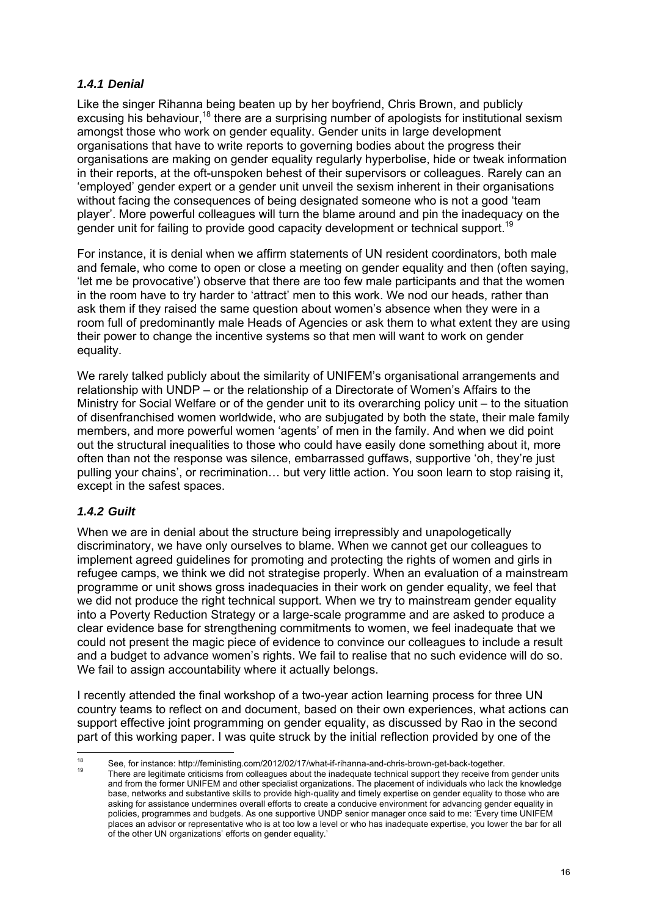### *1.4.1 Denial*

Like the singer Rihanna being beaten up by her boyfriend, Chris Brown, and publicly excusing his behaviour,[18] there are a surprising number of apologists for institutional sexism amongst those who work on gender equality. Gender units in large development organisations that have to write reports to governing bodies about the progress their organisations are making on gender equality regularly hyperbolise, hide or tweak information in their reports, at the oft-unspoken behest of their supervisors or colleagues. Rarely can an 'employed' gender expert or a gender unit unveil the sexism inherent in their organisations without facing the consequences of being designated someone who is not a good 'team player'. More powerful colleagues will turn the blame around and pin the inadequacy on the gender unit for failing to provide good capacity development or technical support.[19]

For instance, it is denial when we affirm statements of UN resident coordinators, both male and female, who come to open or close a meeting on gender equality and then (often saying, 'let me be provocative') observe that there are too few male participants and that the women in the room have to try harder to 'attract' men to this work. We nod our heads, rather than ask them if they raised the same question about women's absence when they were in a room full of predominantly male Heads of Agencies or ask them to what extent they are using their power to change the incentive systems so that men will want to work on gender equality.

We rarely talked publicly about the similarity of UNIFEM's organisational arrangements and relationship with UNDP – or the relationship of a Directorate of Women's Affairs to the Ministry for Social Welfare or of the gender unit to its overarching policy unit – to the situation of disenfranchised women worldwide, who are subjugated by both the state, their male family members, and more powerful women 'agents' of men in the family. And when we did point out the structural inequalities to those who could have easily done something about it, more often than not the response was silence, embarrassed guffaws, supportive 'oh, they're just pulling your chains', or recrimination… but very little action. You soon learn to stop raising it, except in the safest spaces.

### *1.4.2 Guilt*

When we are in denial about the structure being irrepressibly and unapologetically discriminatory, we have only ourselves to blame. When we cannot get our colleagues to implement agreed guidelines for promoting and protecting the rights of women and girls in refugee camps, we think we did not strategise properly. When an evaluation of a mainstream programme or unit shows gross inadequacies in their work on gender equality, we feel that we did not produce the right technical support. When we try to mainstream gender equality into a Poverty Reduction Strategy or a large-scale programme and are asked to produce a clear evidence base for strengthening commitments to women, we feel inadequate that we could not present the magic piece of evidence to convince our colleagues to include a result and a budget to advance women's rights. We fail to realise that no such evidence will do so. We fail to assign accountability where it actually belongs.

I recently attended the final workshop of a two-year action learning process for three UN country teams to reflect on and document, based on their own experiences, what actions can support effective joint programming on gender equality, as discussed by Rao in the second part of this working paper. I was quite struck by the initial reflection provided by one of the

---

[18] See, for instance: http://feministing.com/2012/02/17/what-if-rihanna-and-chris-brown-get-back-together.

[19] There are legitimate criticisms from colleagues about the inadequate technical support they receive from gender units and from the former UNIFEM and other specialist organizations. The placement of individuals who lack the knowledge base, networks and substantive skills to provide high-quality and timely expertise on gender equality to those who are asking for assistance undermines overall efforts to create a conducive environment for advancing gender equality in policies, programmes and budgets. As one supportive UNDP senior manager once said to me: 'Every time UNIFEM places an advisor or representative who is at too low a level or who has inadequate expertise, you lower the bar for all of the other UN organizations' efforts on gender equality.'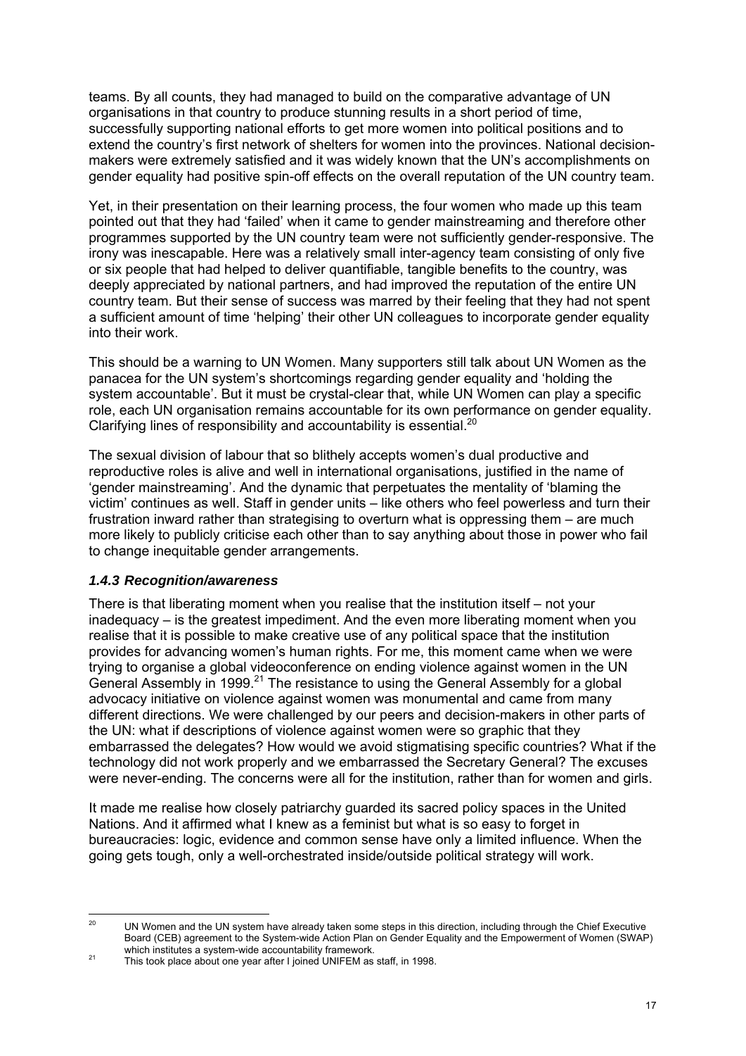teams. By all counts, they had managed to build on the comparative advantage of UN organisations in that country to produce stunning results in a short period of time, successfully supporting national efforts to get more women into political positions and to extend the country's first network of shelters for women into the provinces. National decision-makers were extremely satisfied and it was widely known that the UN's accomplishments on gender equality had positive spin-off effects on the overall reputation of the UN country team.

Yet, in their presentation on their learning process, the four women who made up this team pointed out that they had 'failed' when it came to gender mainstreaming and therefore other programmes supported by the UN country team were not sufficiently gender-responsive. The irony was inescapable. Here was a relatively small inter-agency team consisting of only five or six people that had helped to deliver quantifiable, tangible benefits to the country, was deeply appreciated by national partners, and had improved the reputation of the entire UN country team. But their sense of success was marred by their feeling that they had not spent a sufficient amount of time 'helping' their other UN colleagues to incorporate gender equality into their work.

This should be a warning to UN Women. Many supporters still talk about UN Women as the panacea for the UN system's shortcomings regarding gender equality and 'holding the system accountable'. But it must be crystal-clear that, while UN Women can play a specific role, each UN organisation remains accountable for its own performance on gender equality. Clarifying lines of responsibility and accountability is essential.[20]

The sexual division of labour that so blithely accepts women's dual productive and reproductive roles is alive and well in international organisations, justified in the name of 'gender mainstreaming'. And the dynamic that perpetuates the mentality of 'blaming the victim' continues as well. Staff in gender units – like others who feel powerless and turn their frustration inward rather than strategising to overturn what is oppressing them – are much more likely to publicly criticise each other than to say anything about those in power who fail to change inequitable gender arrangements.

### *1.4.3 Recognition/awareness*

There is that liberating moment when you realise that the institution itself – not your inadequacy – is the greatest impediment. And the even more liberating moment when you realise that it is possible to make creative use of any political space that the institution provides for advancing women's human rights. For me, this moment came when we were trying to organise a global videoconference on ending violence against women in the UN General Assembly in 1999.[21] The resistance to using the General Assembly for a global advocacy initiative on violence against women was monumental and came from many different directions. We were challenged by our peers and decision-makers in other parts of the UN: what if descriptions of violence against women were so graphic that they embarrassed the delegates? How would we avoid stigmatising specific countries? What if the technology did not work properly and we embarrassed the Secretary General? The excuses were never-ending. The concerns were all for the institution, rather than for women and girls.

It made me realise how closely patriarchy guarded its sacred policy spaces in the United Nations. And it affirmed what I knew as a feminist but what is so easy to forget in bureaucracies: logic, evidence and common sense have only a limited influence. When the going gets tough, only a well-orchestrated inside/outside political strategy will work.

---

[20] UN Women and the UN system have already taken some steps in this direction, including through the Chief Executive Board (CEB) agreement to the System-wide Action Plan on Gender Equality and the Empowerment of Women (SWAP) which institutes a system-wide accountability framework.

[21] This took place about one year after I joined UNIFEM as staff, in 1998.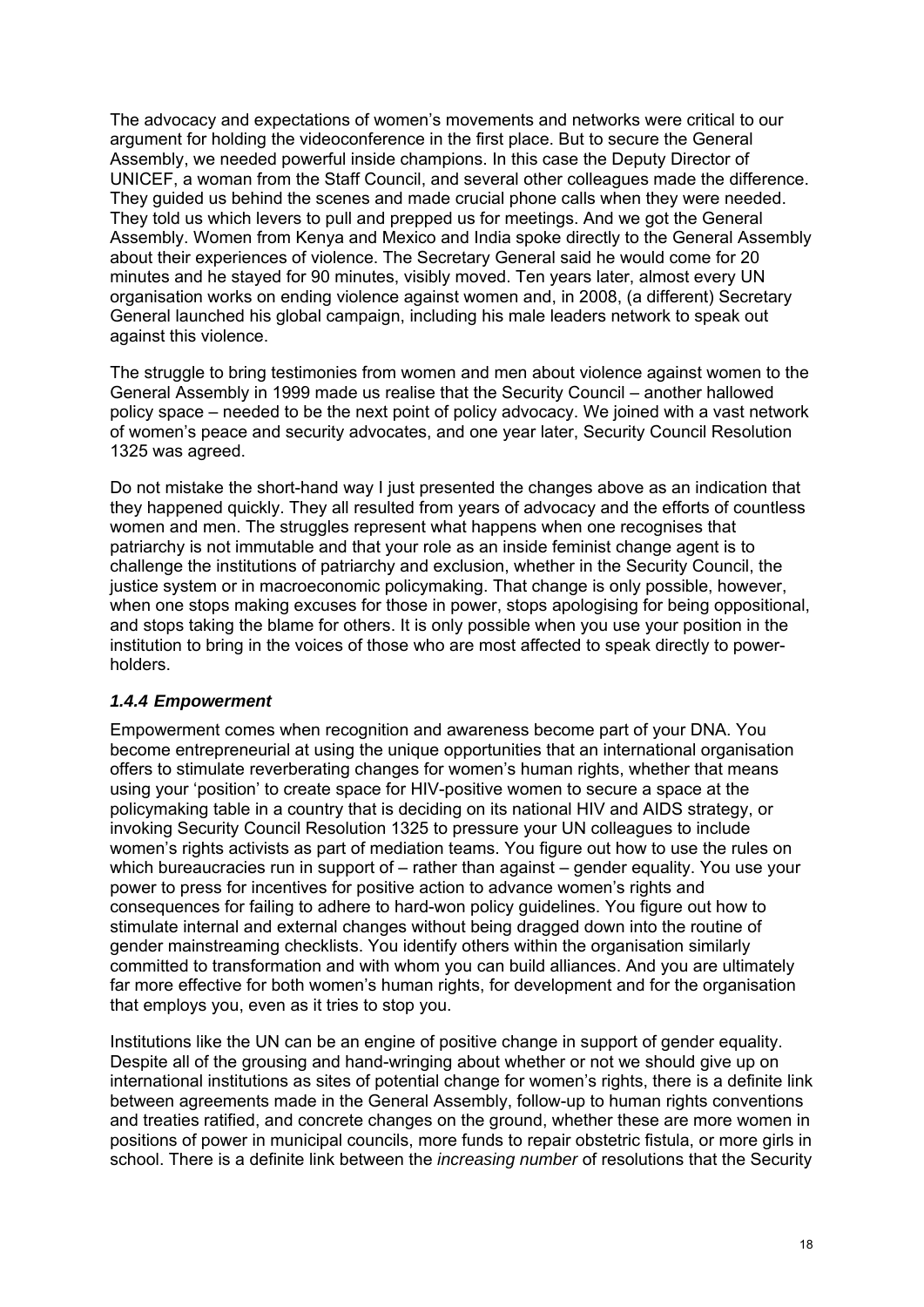The advocacy and expectations of women's movements and networks were critical to our argument for holding the videoconference in the first place. But to secure the General Assembly, we needed powerful inside champions. In this case the Deputy Director of UNICEF, a woman from the Staff Council, and several other colleagues made the difference. They guided us behind the scenes and made crucial phone calls when they were needed. They told us which levers to pull and prepped us for meetings. And we got the General Assembly. Women from Kenya and Mexico and India spoke directly to the General Assembly about their experiences of violence. The Secretary General said he would come for 20 minutes and he stayed for 90 minutes, visibly moved. Ten years later, almost every UN organisation works on ending violence against women and, in 2008, (a different) Secretary General launched his global campaign, including his male leaders network to speak out against this violence.

The struggle to bring testimonies from women and men about violence against women to the General Assembly in 1999 made us realise that the Security Council – another hallowed policy space – needed to be the next point of policy advocacy. We joined with a vast network of women's peace and security advocates, and one year later, Security Council Resolution 1325 was agreed.

Do not mistake the short-hand way I just presented the changes above as an indication that they happened quickly. They all resulted from years of advocacy and the efforts of countless women and men. The struggles represent what happens when one recognises that patriarchy is not immutable and that your role as an inside feminist change agent is to challenge the institutions of patriarchy and exclusion, whether in the Security Council, the justice system or in macroeconomic policymaking. That change is only possible, however, when one stops making excuses for those in power, stops apologising for being oppositional, and stops taking the blame for others. It is only possible when you use your position in the institution to bring in the voices of those who are most affected to speak directly to power-holders.

### *1.4.4 Empowerment*

Empowerment comes when recognition and awareness become part of your DNA. You become entrepreneurial at using the unique opportunities that an international organisation offers to stimulate reverberating changes for women's human rights, whether that means using your 'position' to create space for HIV-positive women to secure a space at the policymaking table in a country that is deciding on its national HIV and AIDS strategy, or invoking Security Council Resolution 1325 to pressure your UN colleagues to include women's rights activists as part of mediation teams. You figure out how to use the rules on which bureaucracies run in support of – rather than against – gender equality. You use your power to press for incentives for positive action to advance women's rights and consequences for failing to adhere to hard-won policy guidelines. You figure out how to stimulate internal and external changes without being dragged down into the routine of gender mainstreaming checklists. You identify others within the organisation similarly committed to transformation and with whom you can build alliances. And you are ultimately far more effective for both women's human rights, for development and for the organisation that employs you, even as it tries to stop you.

Institutions like the UN can be an engine of positive change in support of gender equality. Despite all of the grousing and hand-wringing about whether or not we should give up on international institutions as sites of potential change for women's rights, there is a definite link between agreements made in the General Assembly, follow-up to human rights conventions and treaties ratified, and concrete changes on the ground, whether these are more women in positions of power in municipal councils, more funds to repair obstetric fistula, or more girls in school. There is a definite link between the *increasing number* of resolutions that the Security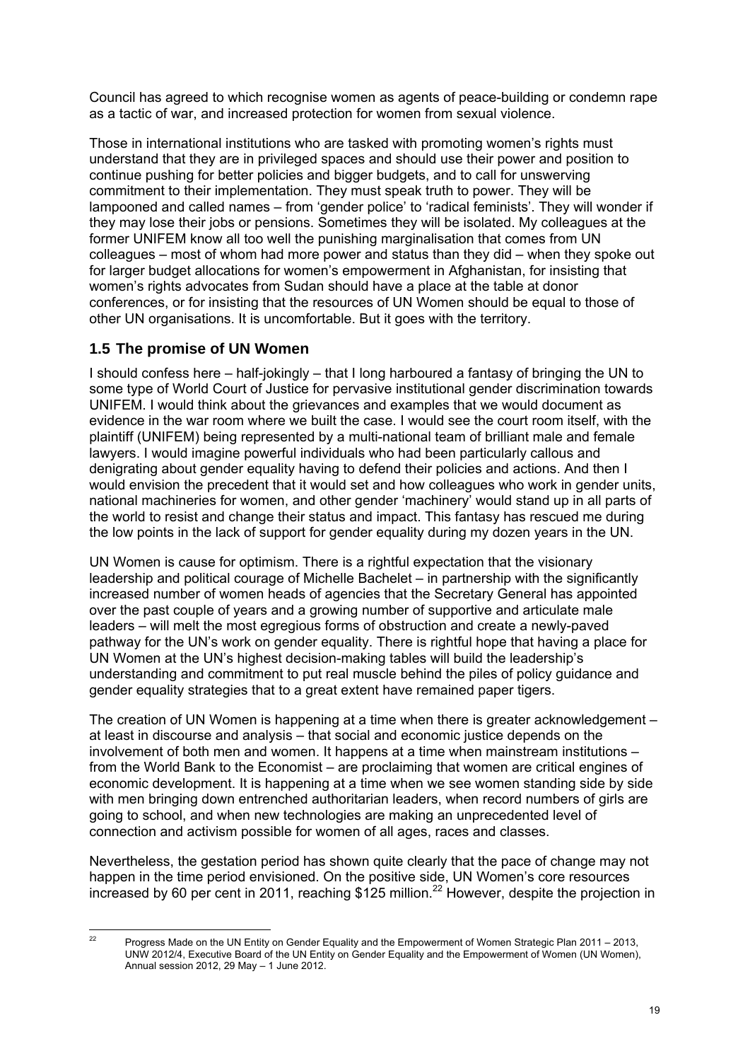Council has agreed to which recognise women as agents of peace-building or condemn rape as a tactic of war, and increased protection for women from sexual violence.

Those in international institutions who are tasked with promoting women's rights must understand that they are in privileged spaces and should use their power and position to continue pushing for better policies and bigger budgets, and to call for unswerving commitment to their implementation. They must speak truth to power. They will be lampooned and called names – from 'gender police' to 'radical feminists'. They will wonder if they may lose their jobs or pensions. Sometimes they will be isolated. My colleagues at the former UNIFEM know all too well the punishing marginalisation that comes from UN colleagues – most of whom had more power and status than they did – when they spoke out for larger budget allocations for women's empowerment in Afghanistan, for insisting that women's rights advocates from Sudan should have a place at the table at donor conferences, or for insisting that the resources of UN Women should be equal to those of other UN organisations. It is uncomfortable. But it goes with the territory.

## 1.5 The promise of UN Women

I should confess here – half-jokingly – that I long harboured a fantasy of bringing the UN to some type of World Court of Justice for pervasive institutional gender discrimination towards UNIFEM. I would think about the grievances and examples that we would document as evidence in the war room where we built the case. I would see the court room itself, with the plaintiff (UNIFEM) being represented by a multi-national team of brilliant male and female lawyers. I would imagine powerful individuals who had been particularly callous and denigrating about gender equality having to defend their policies and actions. And then I would envision the precedent that it would set and how colleagues who work in gender units, national machineries for women, and other gender 'machinery' would stand up in all parts of the world to resist and change their status and impact. This fantasy has rescued me during the low points in the lack of support for gender equality during my dozen years in the UN.

UN Women is cause for optimism. There is a rightful expectation that the visionary leadership and political courage of Michelle Bachelet – in partnership with the significantly increased number of women heads of agencies that the Secretary General has appointed over the past couple of years and a growing number of supportive and articulate male leaders – will melt the most egregious forms of obstruction and create a newly-paved pathway for the UN's work on gender equality. There is rightful hope that having a place for UN Women at the UN's highest decision-making tables will build the leadership's understanding and commitment to put real muscle behind the piles of policy guidance and gender equality strategies that to a great extent have remained paper tigers.

The creation of UN Women is happening at a time when there is greater acknowledgement – at least in discourse and analysis – that social and economic justice depends on the involvement of both men and women. It happens at a time when mainstream institutions – from the World Bank to the Economist – are proclaiming that women are critical engines of economic development. It is happening at a time when we see women standing side by side with men bringing down entrenched authoritarian leaders, when record numbers of girls are going to school, and when new technologies are making an unprecedented level of connection and activism possible for women of all ages, races and classes.

Nevertheless, the gestation period has shown quite clearly that the pace of change may not happen in the time period envisioned. On the positive side, UN Women's core resources increased by 60 per cent in 2011, reaching \$125 million.[22] However, despite the projection in

[22] Progress Made on the UN Entity on Gender Equality and the Empowerment of Women Strategic Plan 2011 – 2013, UNW 2012/4, Executive Board of the UN Entity on Gender Equality and the Empowerment of Women (UN Women), Annual session 2012, 29 May – 1 June 2012.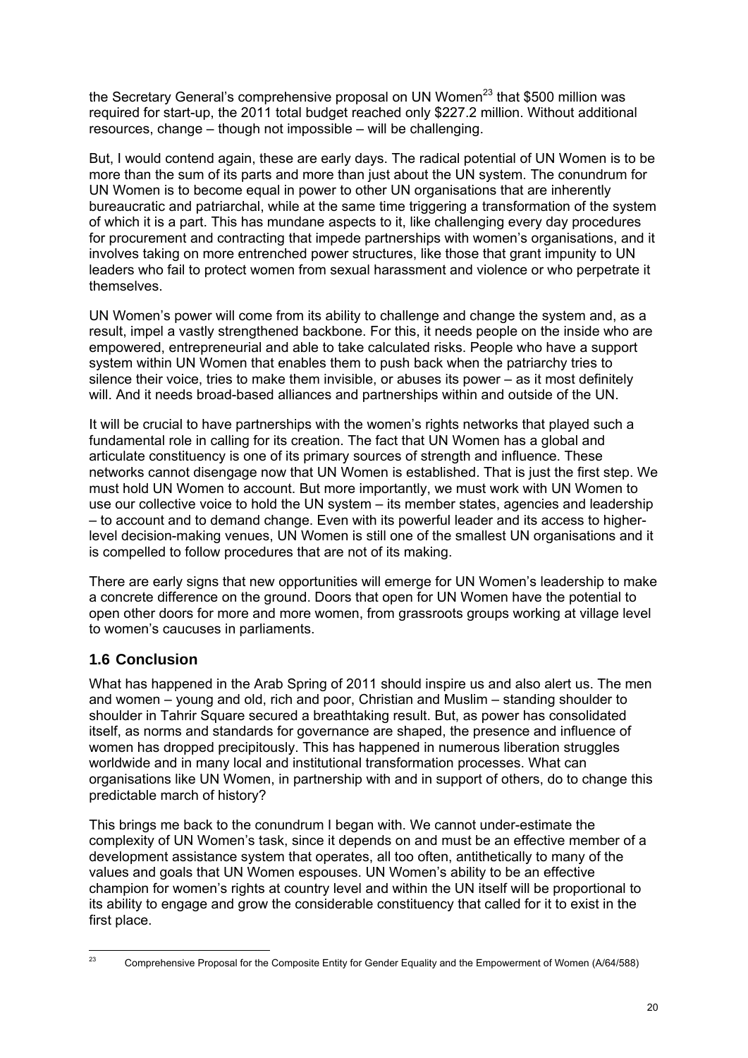the Secretary General's comprehensive proposal on UN Women[23] that $500 million was required for start-up, the 2011 total budget reached only $227.2 million. Without additional resources, change – though not impossible – will be challenging.

But, I would contend again, these are early days. The radical potential of UN Women is to be more than the sum of its parts and more than just about the UN system. The conundrum for UN Women is to become equal in power to other UN organisations that are inherently bureaucratic and patriarchal, while at the same time triggering a transformation of the system of which it is a part. This has mundane aspects to it, like challenging every day procedures for procurement and contracting that impede partnerships with women's organisations, and it involves taking on more entrenched power structures, like those that grant impunity to UN leaders who fail to protect women from sexual harassment and violence or who perpetrate it themselves.

UN Women's power will come from its ability to challenge and change the system and, as a result, impel a vastly strengthened backbone. For this, it needs people on the inside who are empowered, entrepreneurial and able to take calculated risks. People who have a support system within UN Women that enables them to push back when the patriarchy tries to silence their voice, tries to make them invisible, or abuses its power – as it most definitely will. And it needs broad-based alliances and partnerships within and outside of the UN.

It will be crucial to have partnerships with the women's rights networks that played such a fundamental role in calling for its creation. The fact that UN Women has a global and articulate constituency is one of its primary sources of strength and influence. These networks cannot disengage now that UN Women is established. That is just the first step. We must hold UN Women to account. But more importantly, we must work with UN Women to use our collective voice to hold the UN system – its member states, agencies and leadership – to account and to demand change. Even with its powerful leader and its access to higher-level decision-making venues, UN Women is still one of the smallest UN organisations and it is compelled to follow procedures that are not of its making.

There are early signs that new opportunities will emerge for UN Women's leadership to make a concrete difference on the ground. Doors that open for UN Women have the potential to open other doors for more and more women, from grassroots groups working at village level to women's caucuses in parliaments.

## 1.6 Conclusion

What has happened in the Arab Spring of 2011 should inspire us and also alert us. The men and women – young and old, rich and poor, Christian and Muslim – standing shoulder to shoulder in Tahrir Square secured a breathtaking result. But, as power has consolidated itself, as norms and standards for governance are shaped, the presence and influence of women has dropped precipitously. This has happened in numerous liberation struggles worldwide and in many local and institutional transformation processes. What can organisations like UN Women, in partnership with and in support of others, do to change this predictable march of history?

This brings me back to the conundrum I began with. We cannot under-estimate the complexity of UN Women's task, since it depends on and must be an effective member of a development assistance system that operates, all too often, antithetically to many of the values and goals that UN Women espouses. UN Women's ability to be an effective champion for women's rights at country level and within the UN itself will be proportional to its ability to engage and grow the considerable constituency that called for it to exist in the first place.

---

[23] Comprehensive Proposal for the Composite Entity for Gender Equality and the Empowerment of Women (A/64/588)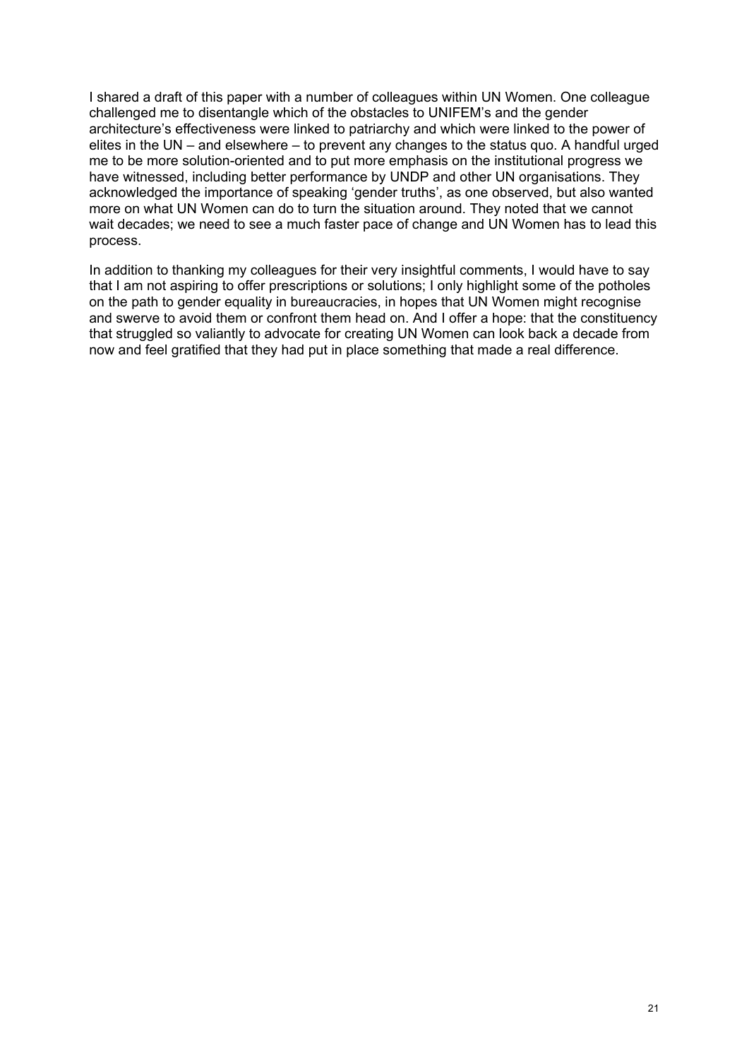I shared a draft of this paper with a number of colleagues within UN Women. One colleague challenged me to disentangle which of the obstacles to UNIFEM's and the gender architecture's effectiveness were linked to patriarchy and which were linked to the power of elites in the UN – and elsewhere – to prevent any changes to the status quo. A handful urged me to be more solution-oriented and to put more emphasis on the institutional progress we have witnessed, including better performance by UNDP and other UN organisations. They acknowledged the importance of speaking 'gender truths', as one observed, but also wanted more on what UN Women can do to turn the situation around. They noted that we cannot wait decades; we need to see a much faster pace of change and UN Women has to lead this process.

In addition to thanking my colleagues for their very insightful comments, I would have to say that I am not aspiring to offer prescriptions or solutions; I only highlight some of the potholes on the path to gender equality in bureaucracies, in hopes that UN Women might recognise and swerve to avoid them or confront them head on. And I offer a hope: that the constituency that struggled so valiantly to advocate for creating UN Women can look back a decade from now and feel gratified that they had put in place something that made a real difference.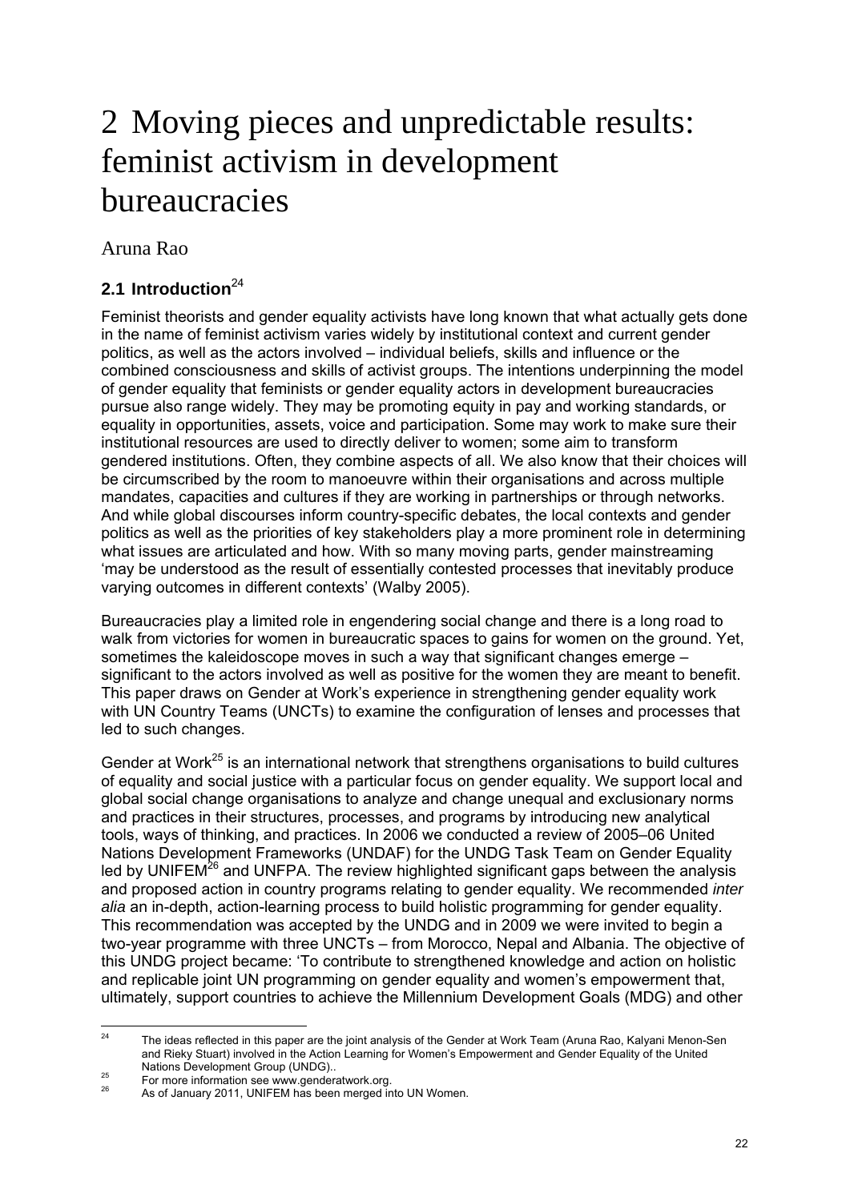# 2 Moving pieces and unpredictable results: feminist activism in development bureaucracies

Aruna Rao

## 2.1 Introduction[24]

Feminist theorists and gender equality activists have long known that what actually gets done in the name of feminist activism varies widely by institutional context and current gender politics, as well as the actors involved – individual beliefs, skills and influence or the combined consciousness and skills of activist groups. The intentions underpinning the model of gender equality that feminists or gender equality actors in development bureaucracies pursue also range widely. They may be promoting equity in pay and working standards, or equality in opportunities, assets, voice and participation. Some may work to make sure their institutional resources are used to directly deliver to women; some aim to transform gendered institutions. Often, they combine aspects of all. We also know that their choices will be circumscribed by the room to manoeuvre within their organisations and across multiple mandates, capacities and cultures if they are working in partnerships or through networks. And while global discourses inform country-specific debates, the local contexts and gender politics as well as the priorities of key stakeholders play a more prominent role in determining what issues are articulated and how. With so many moving parts, gender mainstreaming 'may be understood as the result of essentially contested processes that inevitably produce varying outcomes in different contexts' (Walby 2005).

Bureaucracies play a limited role in engendering social change and there is a long road to walk from victories for women in bureaucratic spaces to gains for women on the ground. Yet, sometimes the kaleidoscope moves in such a way that significant changes emerge – significant to the actors involved as well as positive for the women they are meant to benefit. This paper draws on Gender at Work's experience in strengthening gender equality work with UN Country Teams (UNCTs) to examine the configuration of lenses and processes that led to such changes.

Gender at Work[25] is an international network that strengthens organisations to build cultures of equality and social justice with a particular focus on gender equality. We support local and global social change organisations to analyze and change unequal and exclusionary norms and practices in their structures, processes, and programs by introducing new analytical tools, ways of thinking, and practices. In 2006 we conducted a review of 2005–06 United Nations Development Frameworks (UNDAF) for the UNDG Task Team on Gender Equality led by UNIFEM[26] and UNFPA. The review highlighted significant gaps between the analysis and proposed action in country programs relating to gender equality. We recommended *inter alia* an in-depth, action-learning process to build holistic programming for gender equality. This recommendation was accepted by the UNDG and in 2009 we were invited to begin a two-year programme with three UNCTs – from Morocco, Nepal and Albania. The objective of this UNDG project became: 'To contribute to strengthened knowledge and action on holistic and replicable joint UN programming on gender equality and women's empowerment that, ultimately, support countries to achieve the Millennium Development Goals (MDG) and other

---

[24] The ideas reflected in this paper are the joint analysis of the Gender at Work Team (Aruna Rao, Kalyani Menon-Sen and Rieky Stuart) involved in the Action Learning for Women's Empowerment and Gender Equality of the United Nations Development Group (UNDG)..

[25] For more information see www.genderatwork.org.

[26] As of January 2011, UNIFEM has been merged into UN Women.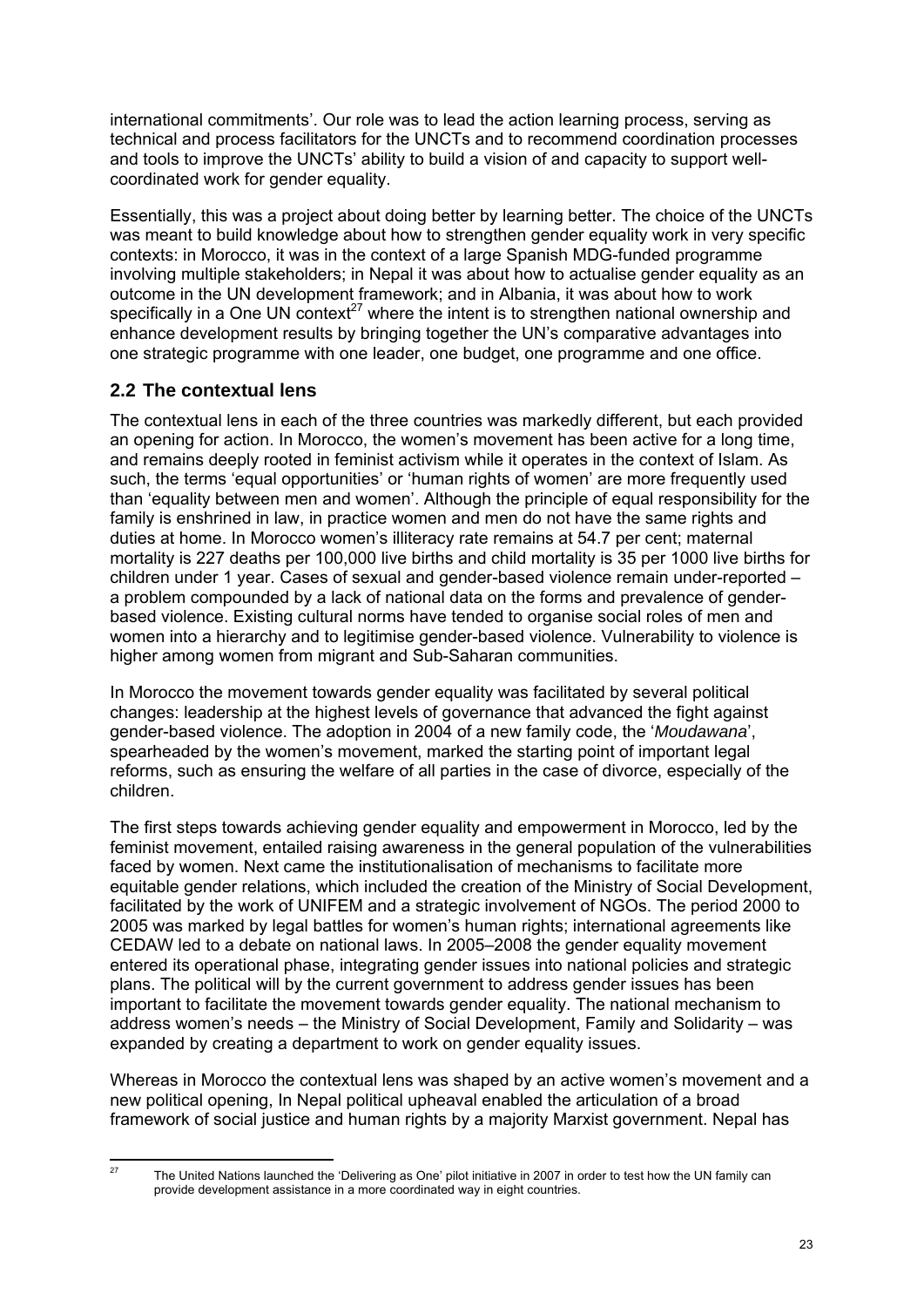international commitments'. Our role was to lead the action learning process, serving as technical and process facilitators for the UNCTs and to recommend coordination processes and tools to improve the UNCTs' ability to build a vision of and capacity to support well-coordinated work for gender equality.

Essentially, this was a project about doing better by learning better. The choice of the UNCTs was meant to build knowledge about how to strengthen gender equality work in very specific contexts: in Morocco, it was in the context of a large Spanish MDG-funded programme involving multiple stakeholders; in Nepal it was about how to actualise gender equality as an outcome in the UN development framework; and in Albania, it was about how to work specifically in a One UN context[27] where the intent is to strengthen national ownership and enhance development results by bringing together the UN's comparative advantages into one strategic programme with one leader, one budget, one programme and one office.

## 2.2 The contextual lens

The contextual lens in each of the three countries was markedly different, but each provided an opening for action. In Morocco, the women's movement has been active for a long time, and remains deeply rooted in feminist activism while it operates in the context of Islam. As such, the terms 'equal opportunities' or 'human rights of women' are more frequently used than 'equality between men and women'. Although the principle of equal responsibility for the family is enshrined in law, in practice women and men do not have the same rights and duties at home. In Morocco women's illiteracy rate remains at 54.7 per cent; maternal mortality is 227 deaths per 100,000 live births and child mortality is 35 per 1000 live births for children under 1 year. Cases of sexual and gender-based violence remain under-reported – a problem compounded by a lack of national data on the forms and prevalence of gender-based violence. Existing cultural norms have tended to organise social roles of men and women into a hierarchy and to legitimise gender-based violence. Vulnerability to violence is higher among women from migrant and Sub-Saharan communities.

In Morocco the movement towards gender equality was facilitated by several political changes: leadership at the highest levels of governance that advanced the fight against gender-based violence. The adoption in 2004 of a new family code, the '*Moudawana*', spearheaded by the women's movement, marked the starting point of important legal reforms, such as ensuring the welfare of all parties in the case of divorce, especially of the children.

The first steps towards achieving gender equality and empowerment in Morocco, led by the feminist movement, entailed raising awareness in the general population of the vulnerabilities faced by women. Next came the institutionalisation of mechanisms to facilitate more equitable gender relations, which included the creation of the Ministry of Social Development, facilitated by the work of UNIFEM and a strategic involvement of NGOs. The period 2000 to 2005 was marked by legal battles for women's human rights; international agreements like CEDAW led to a debate on national laws. In 2005–2008 the gender equality movement entered its operational phase, integrating gender issues into national policies and strategic plans. The political will by the current government to address gender issues has been important to facilitate the movement towards gender equality. The national mechanism to address women's needs – the Ministry of Social Development, Family and Solidarity – was expanded by creating a department to work on gender equality issues.

Whereas in Morocco the contextual lens was shaped by an active women's movement and a new political opening, In Nepal political upheaval enabled the articulation of a broad framework of social justice and human rights by a majority Marxist government. Nepal has

[27] The United Nations launched the 'Delivering as One' pilot initiative in 2007 in order to test how the UN family can provide development assistance in a more coordinated way in eight countries.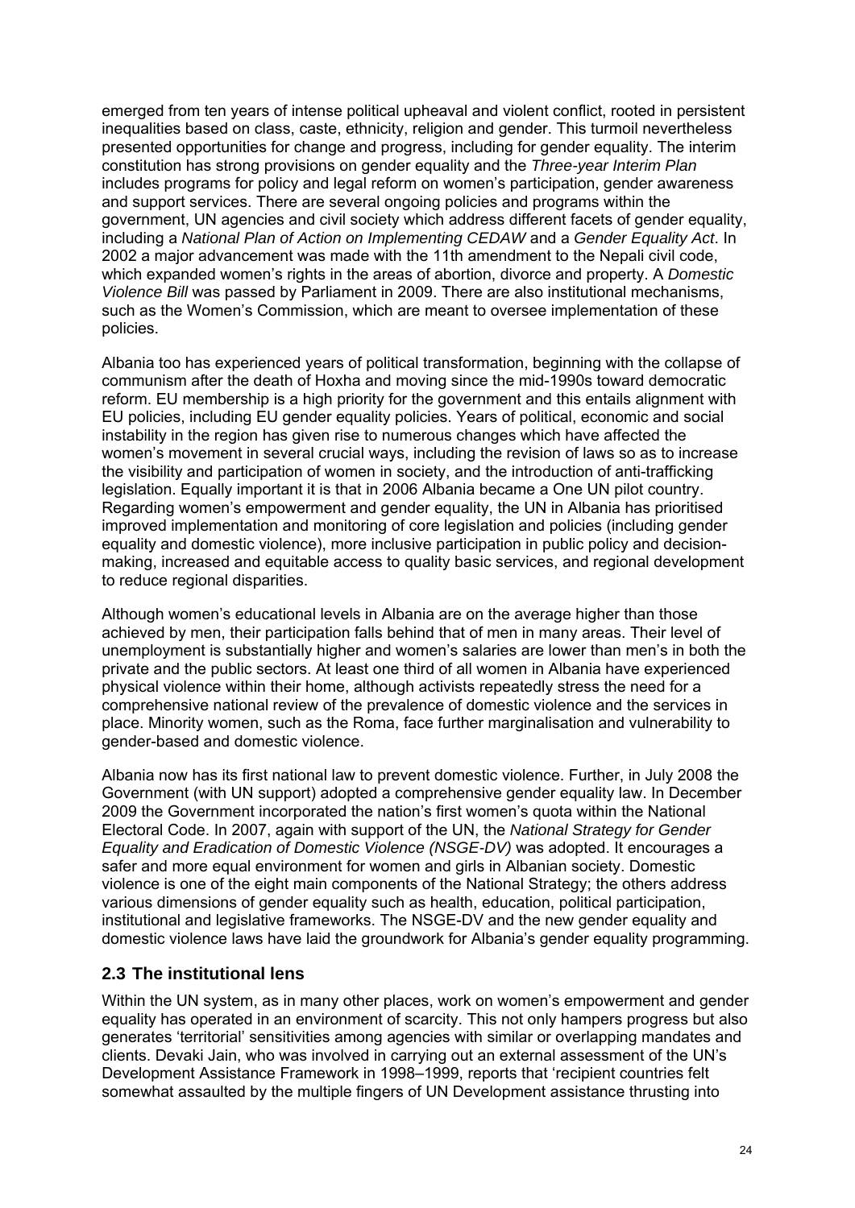emerged from ten years of intense political upheaval and violent conflict, rooted in persistent inequalities based on class, caste, ethnicity, religion and gender. This turmoil nevertheless presented opportunities for change and progress, including for gender equality. The interim constitution has strong provisions on gender equality and the *Three-year Interim Plan* includes programs for policy and legal reform on women's participation, gender awareness and support services. There are several ongoing policies and programs within the government, UN agencies and civil society which address different facets of gender equality, including a *National Plan of Action on Implementing CEDAW* and a *Gender Equality Act*. In 2002 a major advancement was made with the 11th amendment to the Nepali civil code, which expanded women's rights in the areas of abortion, divorce and property. A *Domestic Violence Bill* was passed by Parliament in 2009. There are also institutional mechanisms, such as the Women's Commission, which are meant to oversee implementation of these policies.

Albania too has experienced years of political transformation, beginning with the collapse of communism after the death of Hoxha and moving since the mid-1990s toward democratic reform. EU membership is a high priority for the government and this entails alignment with EU policies, including EU gender equality policies. Years of political, economic and social instability in the region has given rise to numerous changes which have affected the women's movement in several crucial ways, including the revision of laws so as to increase the visibility and participation of women in society, and the introduction of anti-trafficking legislation. Equally important it is that in 2006 Albania became a One UN pilot country. Regarding women's empowerment and gender equality, the UN in Albania has prioritised improved implementation and monitoring of core legislation and policies (including gender equality and domestic violence), more inclusive participation in public policy and decision-making, increased and equitable access to quality basic services, and regional development to reduce regional disparities.

Although women's educational levels in Albania are on the average higher than those achieved by men, their participation falls behind that of men in many areas. Their level of unemployment is substantially higher and women's salaries are lower than men's in both the private and the public sectors. At least one third of all women in Albania have experienced physical violence within their home, although activists repeatedly stress the need for a comprehensive national review of the prevalence of domestic violence and the services in place. Minority women, such as the Roma, face further marginalisation and vulnerability to gender-based and domestic violence.

Albania now has its first national law to prevent domestic violence. Further, in July 2008 the Government (with UN support) adopted a comprehensive gender equality law. In December 2009 the Government incorporated the nation's first women's quota within the National Electoral Code. In 2007, again with support of the UN, the *National Strategy for Gender Equality and Eradication of Domestic Violence (NSGE-DV)* was adopted. It encourages a safer and more equal environment for women and girls in Albanian society. Domestic violence is one of the eight main components of the National Strategy; the others address various dimensions of gender equality such as health, education, political participation, institutional and legislative frameworks. The NSGE-DV and the new gender equality and domestic violence laws have laid the groundwork for Albania's gender equality programming.

## 2.3 The institutional lens

Within the UN system, as in many other places, work on women's empowerment and gender equality has operated in an environment of scarcity. This not only hampers progress but also generates 'territorial' sensitivities among agencies with similar or overlapping mandates and clients. Devaki Jain, who was involved in carrying out an external assessment of the UN's Development Assistance Framework in 1998–1999, reports that 'recipient countries felt somewhat assaulted by the multiple fingers of UN Development assistance thrusting into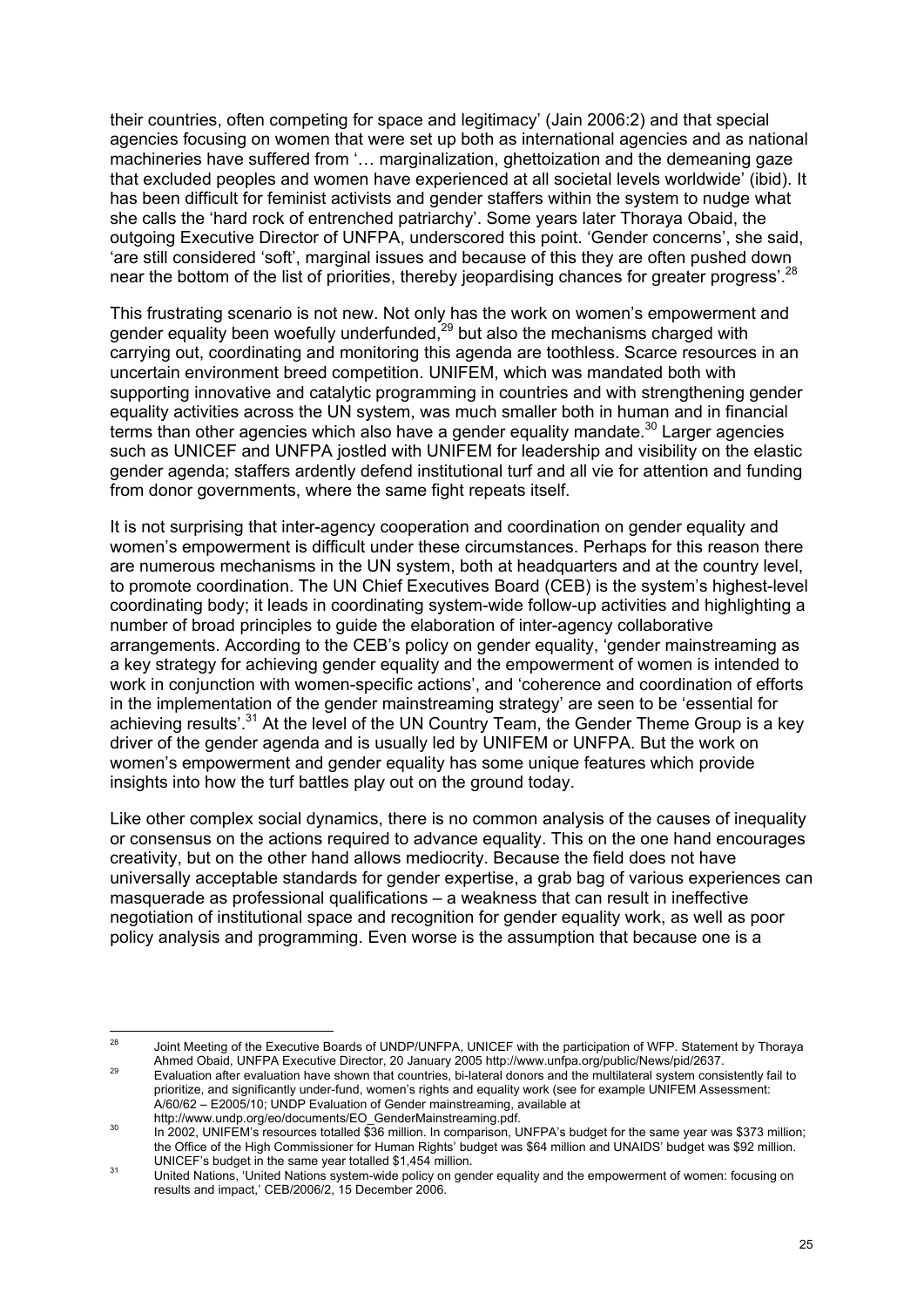their countries, often competing for space and legitimacy' (Jain 2006:2) and that special agencies focusing on women that were set up both as international agencies and as national machineries have suffered from '… marginalization, ghettoization and the demeaning gaze that excluded peoples and women have experienced at all societal levels worldwide' (ibid). It has been difficult for feminist activists and gender staffers within the system to nudge what she calls the 'hard rock of entrenched patriarchy'. Some years later Thoraya Obaid, the outgoing Executive Director of UNFPA, underscored this point. 'Gender concerns', she said, 'are still considered 'soft', marginal issues and because of this they are often pushed down near the bottom of the list of priorities, thereby jeopardising chances for greater progress'.[28]

This frustrating scenario is not new. Not only has the work on women's empowerment and gender equality been woefully underfunded,[29] but also the mechanisms charged with carrying out, coordinating and monitoring this agenda are toothless. Scarce resources in an uncertain environment breed competition. UNIFEM, which was mandated both with supporting innovative and catalytic programming in countries and with strengthening gender equality activities across the UN system, was much smaller both in human and in financial terms than other agencies which also have a gender equality mandate.[30] Larger agencies such as UNICEF and UNFPA jostled with UNIFEM for leadership and visibility on the elastic gender agenda; staffers ardently defend institutional turf and all vie for attention and funding from donor governments, where the same fight repeats itself.

It is not surprising that inter-agency cooperation and coordination on gender equality and women's empowerment is difficult under these circumstances. Perhaps for this reason there are numerous mechanisms in the UN system, both at headquarters and at the country level, to promote coordination. The UN Chief Executives Board (CEB) is the system's highest-level coordinating body; it leads in coordinating system-wide follow-up activities and highlighting a number of broad principles to guide the elaboration of inter-agency collaborative arrangements. According to the CEB's policy on gender equality, 'gender mainstreaming as a key strategy for achieving gender equality and the empowerment of women is intended to work in conjunction with women-specific actions', and 'coherence and coordination of efforts in the implementation of the gender mainstreaming strategy' are seen to be 'essential for achieving results'.[31] At the level of the UN Country Team, the Gender Theme Group is a key driver of the gender agenda and is usually led by UNIFEM or UNFPA. But the work on women's empowerment and gender equality has some unique features which provide insights into how the turf battles play out on the ground today.

Like other complex social dynamics, there is no common analysis of the causes of inequality or consensus on the actions required to advance equality. This on the one hand encourages creativity, but on the other hand allows mediocrity. Because the field does not have universally acceptable standards for gender expertise, a grab bag of various experiences can masquerade as professional qualifications – a weakness that can result in ineffective negotiation of institutional space and recognition for gender equality work, as well as poor policy analysis and programming. Even worse is the assumption that because one is a

---

[28] Joint Meeting of the Executive Boards of UNDP/UNFPA, UNICEF with the participation of WFP. Statement by Thoraya Ahmed Obaid, UNFPA Executive Director, 20 January 2005 http://www.unfpa.org/public/News/pid/2637.

[29] Evaluation after evaluation have shown that countries, bi-lateral donors and the multilateral system consistently fail to prioritize, and significantly under-fund, women's rights and equality work (see for example UNIFEM Assessment: A/60/62 – E2005/10; UNDP Evaluation of Gender mainstreaming, available at http://www.undp.org/eo/documents/EO_GenderMainstreaming.pdf.

[30] In 2002, UNIFEM's resources totalled $36 million. In comparison, UNFPA's budget for the same year was $373 million; the Office of the High Commissioner for Human Rights' budget was $64 million and UNAIDS' budget was $92 million. UNICEF's budget in the same year totalled $1,454 million.

[31] United Nations, 'United Nations system-wide policy on gender equality and the empowerment of women: focusing on results and impact,' CEB/2006/2, 15 December 2006.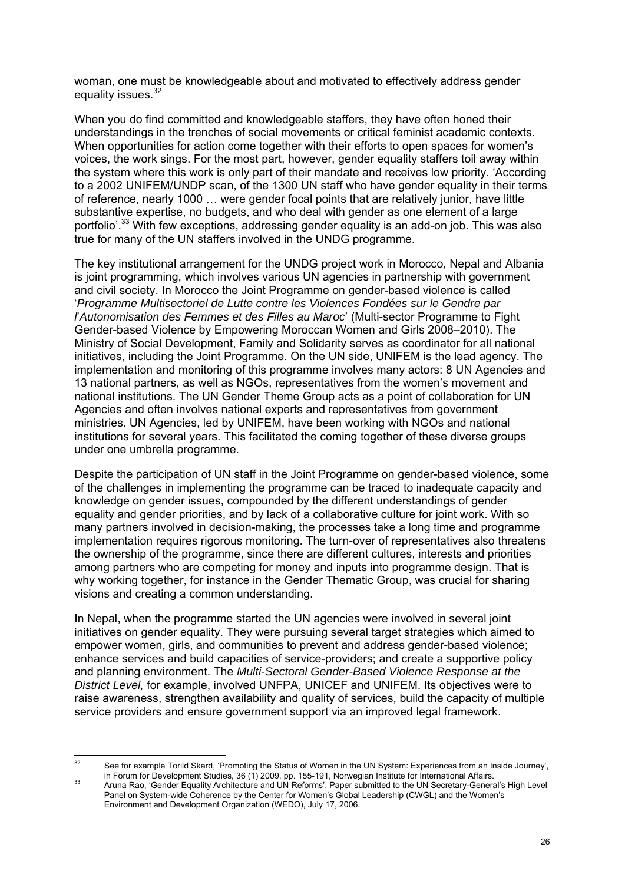woman, one must be knowledgeable about and motivated to effectively address gender equality issues.[32]

When you do find committed and knowledgeable staffers, they have often honed their understandings in the trenches of social movements or critical feminist academic contexts. When opportunities for action come together with their efforts to open spaces for women's voices, the work sings. For the most part, however, gender equality staffers toil away within the system where this work is only part of their mandate and receives low priority. 'According to a 2002 UNIFEM/UNDP scan, of the 1300 UN staff who have gender equality in their terms of reference, nearly 1000 … were gender focal points that are relatively junior, have little substantive expertise, no budgets, and who deal with gender as one element of a large portfolio'.[33] With few exceptions, addressing gender equality is an add-on job. This was also true for many of the UN staffers involved in the UNDG programme.

The key institutional arrangement for the UNDG project work in Morocco, Nepal and Albania is joint programming, which involves various UN agencies in partnership with government and civil society. In Morocco the Joint Programme on gender-based violence is called '*Programme Multisectoriel de Lutte contre les Violences Fondées sur le Genre par l'Autonomisation des Femmes et des Filles au Maroc*' (Multi-sector Programme to Fight Gender-based Violence by Empowering Moroccan Women and Girls 2008–2010). The Ministry of Social Development, Family and Solidarity serves as coordinator for all national initiatives, including the Joint Programme. On the UN side, UNIFEM is the lead agency. The implementation and monitoring of this programme involves many actors: 8 UN Agencies and 13 national partners, as well as NGOs, representatives from the women's movement and national institutions. The UN Gender Theme Group acts as a point of collaboration for UN Agencies and often involves national experts and representatives from government ministries. UN Agencies, led by UNIFEM, have been working with NGOs and national institutions for several years. This facilitated the coming together of these diverse groups under one umbrella programme.

Despite the participation of UN staff in the Joint Programme on gender-based violence, some of the challenges in implementing the programme can be traced to inadequate capacity and knowledge on gender issues, compounded by the different understandings of gender equality and gender priorities, and by lack of a collaborative culture for joint work. With so many partners involved in decision-making, the processes take a long time and programme implementation requires rigorous monitoring. The turn-over of representatives also threatens the ownership of the programme, since there are different cultures, interests and priorities among partners who are competing for money and inputs into programme design. That is why working together, for instance in the Gender Thematic Group, was crucial for sharing visions and creating a common understanding.

In Nepal, when the programme started the UN agencies were involved in several joint initiatives on gender equality. They were pursuing several target strategies which aimed to empower women, girls, and communities to prevent and address gender-based violence; enhance services and build capacities of service-providers; and create a supportive policy and planning environment. The *Multi-Sectoral Gender-Based Violence Response at the District Level,* for example, involved UNFPA, UNICEF and UNIFEM. Its objectives were to raise awareness, strengthen availability and quality of services, build the capacity of multiple service providers and ensure government support via an improved legal framework.

---

[32] See for example Torild Skard, 'Promoting the Status of Women in the UN System: Experiences from an Inside Journey', in Forum for Development Studies, 36 (1) 2009, pp. 155-191, Norwegian Institute for International Affairs.

[33] Aruna Rao, 'Gender Equality Architecture and UN Reforms', Paper submitted to the UN Secretary-General's High Level Panel on System-wide Coherence by the Center for Women's Global Leadership (CWGL) and the Women's Environment and Development Organization (WEDO), July 17, 2006.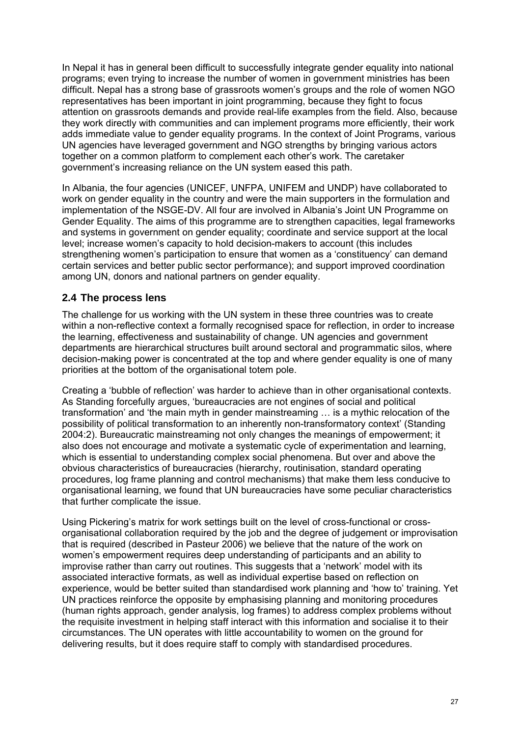In Nepal it has in general been difficult to successfully integrate gender equality into national programs; even trying to increase the number of women in government ministries has been difficult. Nepal has a strong base of grassroots women's groups and the role of women NGO representatives has been important in joint programming, because they fight to focus attention on grassroots demands and provide real-life examples from the field. Also, because they work directly with communities and can implement programs more efficiently, their work adds immediate value to gender equality programs. In the context of Joint Programs, various UN agencies have leveraged government and NGO strengths by bringing various actors together on a common platform to complement each other's work. The caretaker government's increasing reliance on the UN system eased this path.

In Albania, the four agencies (UNICEF, UNFPA, UNIFEM and UNDP) have collaborated to work on gender equality in the country and were the main supporters in the formulation and implementation of the NSGE-DV. All four are involved in Albania's Joint UN Programme on Gender Equality. The aims of this programme are to strengthen capacities, legal frameworks and systems in government on gender equality; coordinate and service support at the local level; increase women's capacity to hold decision-makers to account (this includes strengthening women's participation to ensure that women as a 'constituency' can demand certain services and better public sector performance); and support improved coordination among UN, donors and national partners on gender equality.

## 2.4 The process lens

The challenge for us working with the UN system in these three countries was to create within a non-reflective context a formally recognised space for reflection, in order to increase the learning, effectiveness and sustainability of change. UN agencies and government departments are hierarchical structures built around sectoral and programmatic silos, where decision-making power is concentrated at the top and where gender equality is one of many priorities at the bottom of the organisational totem pole.

Creating a 'bubble of reflection' was harder to achieve than in other organisational contexts. As Standing forcefully argues, 'bureaucracies are not engines of social and political transformation' and 'the main myth in gender mainstreaming … is a mythic relocation of the possibility of political transformation to an inherently non-transformatory context' (Standing 2004:2). Bureaucratic mainstreaming not only changes the meanings of empowerment; it also does not encourage and motivate a systematic cycle of experimentation and learning, which is essential to understanding complex social phenomena. But over and above the obvious characteristics of bureaucracies (hierarchy, routinisation, standard operating procedures, log frame planning and control mechanisms) that make them less conducive to organisational learning, we found that UN bureaucracies have some peculiar characteristics that further complicate the issue.

Using Pickering's matrix for work settings built on the level of cross-functional or cross-organisational collaboration required by the job and the degree of judgement or improvisation that is required (described in Pasteur 2006) we believe that the nature of the work on women's empowerment requires deep understanding of participants and an ability to improvise rather than carry out routines. This suggests that a 'network' model with its associated interactive formats, as well as individual expertise based on reflection on experience, would be better suited than standardised work planning and 'how to' training. Yet UN practices reinforce the opposite by emphasising planning and monitoring procedures (human rights approach, gender analysis, log frames) to address complex problems without the requisite investment in helping staff interact with this information and socialise it to their circumstances. The UN operates with little accountability to women on the ground for delivering results, but it does require staff to comply with standardised procedures.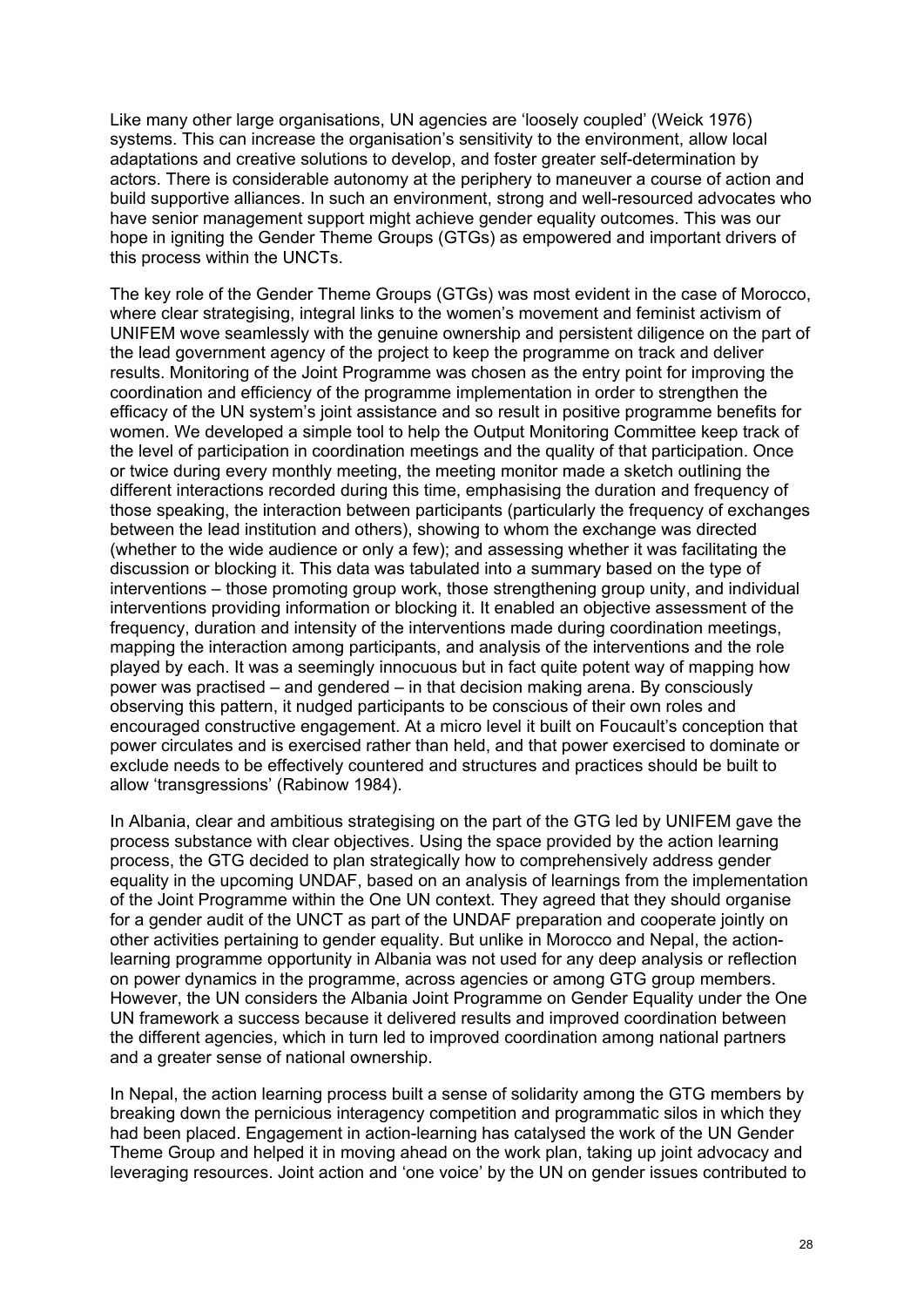Like many other large organisations, UN agencies are 'loosely coupled' (Weick 1976) systems. This can increase the organisation's sensitivity to the environment, allow local adaptations and creative solutions to develop, and foster greater self-determination by actors. There is considerable autonomy at the periphery to maneuver a course of action and build supportive alliances. In such an environment, strong and well-resourced advocates who have senior management support might achieve gender equality outcomes. This was our hope in igniting the Gender Theme Groups (GTGs) as empowered and important drivers of this process within the UNCTs.

The key role of the Gender Theme Groups (GTGs) was most evident in the case of Morocco, where clear strategising, integral links to the women's movement and feminist activism of UNIFEM wove seamlessly with the genuine ownership and persistent diligence on the part of the lead government agency of the project to keep the programme on track and deliver results. Monitoring of the Joint Programme was chosen as the entry point for improving the coordination and efficiency of the programme implementation in order to strengthen the efficacy of the UN system's joint assistance and so result in positive programme benefits for women. We developed a simple tool to help the Output Monitoring Committee keep track of the level of participation in coordination meetings and the quality of that participation. Once or twice during every monthly meeting, the meeting monitor made a sketch outlining the different interactions recorded during this time, emphasising the duration and frequency of those speaking, the interaction between participants (particularly the frequency of exchanges between the lead institution and others), showing to whom the exchange was directed (whether to the wide audience or only a few); and assessing whether it was facilitating the discussion or blocking it. This data was tabulated into a summary based on the type of interventions – those promoting group work, those strengthening group unity, and individual interventions providing information or blocking it. It enabled an objective assessment of the frequency, duration and intensity of the interventions made during coordination meetings, mapping the interaction among participants, and analysis of the interventions and the role played by each. It was a seemingly innocuous but in fact quite potent way of mapping how power was practised – and gendered – in that decision making arena. By consciously observing this pattern, it nudged participants to be conscious of their own roles and encouraged constructive engagement. At a micro level it built on Foucault's conception that power circulates and is exercised rather than held, and that power exercised to dominate or exclude needs to be effectively countered and structures and practices should be built to allow 'transgressions' (Rabinow 1984).

In Albania, clear and ambitious strategising on the part of the GTG led by UNIFEM gave the process substance with clear objectives. Using the space provided by the action learning process, the GTG decided to plan strategically how to comprehensively address gender equality in the upcoming UNDAF, based on an analysis of learnings from the implementation of the Joint Programme within the One UN context. They agreed that they should organise for a gender audit of the UNCT as part of the UNDAF preparation and cooperate jointly on other activities pertaining to gender equality. But unlike in Morocco and Nepal, the action-learning programme opportunity in Albania was not used for any deep analysis or reflection on power dynamics in the programme, across agencies or among GTG group members. However, the UN considers the Albania Joint Programme on Gender Equality under the One UN framework a success because it delivered results and improved coordination between the different agencies, which in turn led to improved coordination among national partners and a greater sense of national ownership.

In Nepal, the action learning process built a sense of solidarity among the GTG members by breaking down the pernicious interagency competition and programmatic silos in which they had been placed. Engagement in action-learning has catalysed the work of the UN Gender Theme Group and helped it in moving ahead on the work plan, taking up joint advocacy and leveraging resources. Joint action and 'one voice' by the UN on gender issues contributed to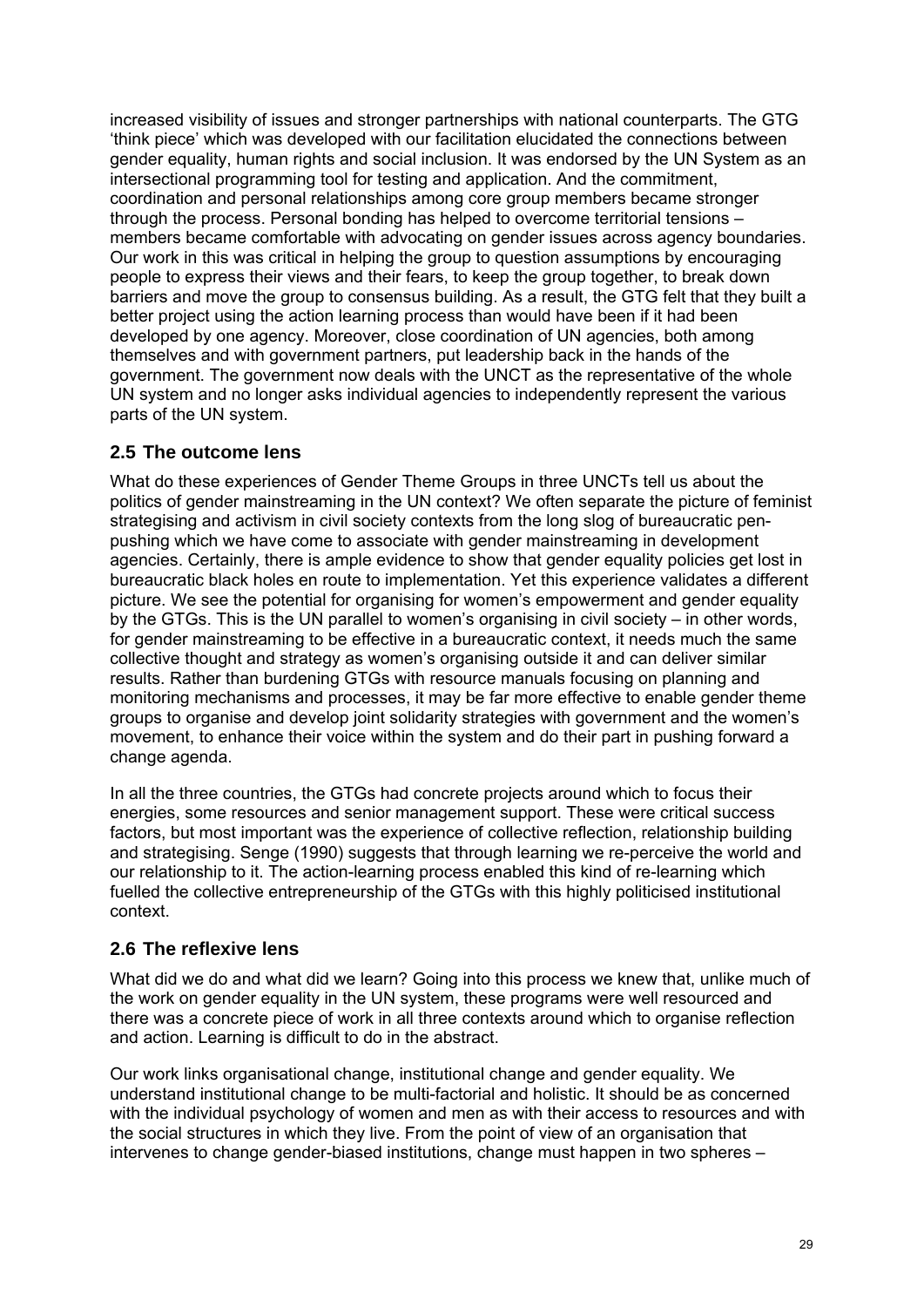increased visibility of issues and stronger partnerships with national counterparts. The GTG 'think piece' which was developed with our facilitation elucidated the connections between gender equality, human rights and social inclusion. It was endorsed by the UN System as an intersectional programming tool for testing and application. And the commitment, coordination and personal relationships among core group members became stronger through the process. Personal bonding has helped to overcome territorial tensions – members became comfortable with advocating on gender issues across agency boundaries. Our work in this was critical in helping the group to question assumptions by encouraging people to express their views and their fears, to keep the group together, to break down barriers and move the group to consensus building. As a result, the GTG felt that they built a better project using the action learning process than would have been if it had been developed by one agency. Moreover, close coordination of UN agencies, both among themselves and with government partners, put leadership back in the hands of the government. The government now deals with the UNCT as the representative of the whole UN system and no longer asks individual agencies to independently represent the various parts of the UN system.

## 2.5 The outcome lens

What do these experiences of Gender Theme Groups in three UNCTs tell us about the politics of gender mainstreaming in the UN context? We often separate the picture of feminist strategising and activism in civil society contexts from the long slog of bureaucratic pen-pushing which we have come to associate with gender mainstreaming in development agencies. Certainly, there is ample evidence to show that gender equality policies get lost in bureaucratic black holes en route to implementation. Yet this experience validates a different picture. We see the potential for organising for women's empowerment and gender equality by the GTGs. This is the UN parallel to women's organising in civil society – in other words, for gender mainstreaming to be effective in a bureaucratic context, it needs much the same collective thought and strategy as women's organising outside it and can deliver similar results. Rather than burdening GTGs with resource manuals focusing on planning and monitoring mechanisms and processes, it may be far more effective to enable gender theme groups to organise and develop joint solidarity strategies with government and the women's movement, to enhance their voice within the system and do their part in pushing forward a change agenda.

In all the three countries, the GTGs had concrete projects around which to focus their energies, some resources and senior management support. These were critical success factors, but most important was the experience of collective reflection, relationship building and strategising. Senge (1990) suggests that through learning we re-perceive the world and our relationship to it. The action-learning process enabled this kind of re-learning which fuelled the collective entrepreneurship of the GTGs with this highly politicised institutional context.

## 2.6 The reflexive lens

What did we do and what did we learn? Going into this process we knew that, unlike much of the work on gender equality in the UN system, these programs were well resourced and there was a concrete piece of work in all three contexts around which to organise reflection and action. Learning is difficult to do in the abstract.

Our work links organisational change, institutional change and gender equality. We understand institutional change to be multi-factorial and holistic. It should be as concerned with the individual psychology of women and men as with their access to resources and with the social structures in which they live. From the point of view of an organisation that intervenes to change gender-biased institutions, change must happen in two spheres –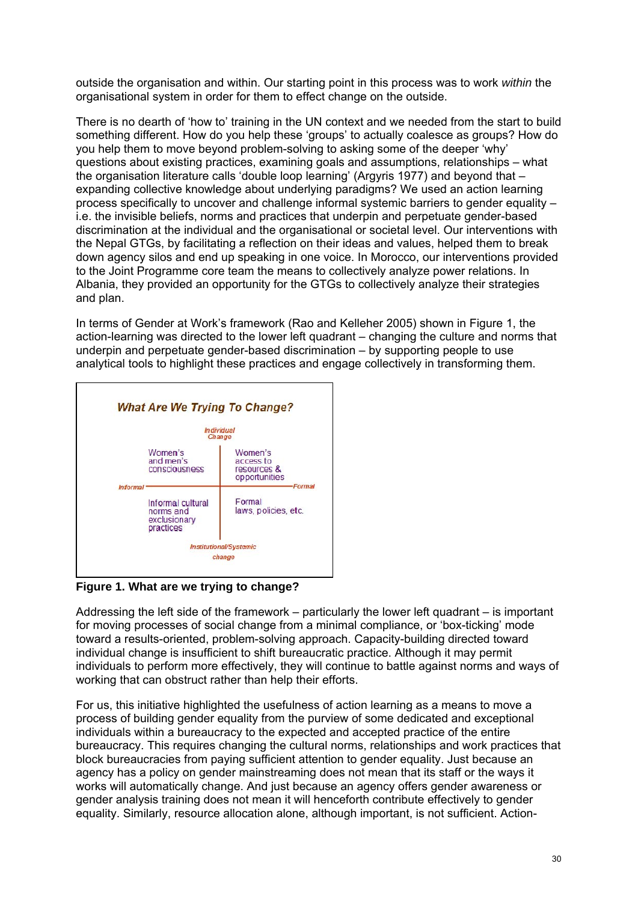outside the organisation and within. Our starting point in this process was to work *within* the organisational system in order for them to effect change on the outside.

There is no dearth of 'how to' training in the UN context and we needed from the start to build something different. How do you help these 'groups' to actually coalesce as groups? How do you help them to move beyond problem-solving to asking some of the deeper 'why' questions about existing practices, examining goals and assumptions, relationships – what the organisation literature calls 'double loop learning' (Argyris 1977) and beyond that – expanding collective knowledge about underlying paradigms? We used an action learning process specifically to uncover and challenge informal systemic barriers to gender equality – i.e. the invisible beliefs, norms and practices that underpin and perpetuate gender-based discrimination at the individual and the organisational or societal level. Our interventions with the Nepal GTGs, by facilitating a reflection on their ideas and values, helped them to break down agency silos and end up speaking in one voice. In Morocco, our interventions provided to the Joint Programme core team the means to collectively analyze power relations. In Albania, they provided an opportunity for the GTGs to collectively analyze their strategies and plan.

In terms of Gender at Work's framework (Rao and Kelleher 2005) shown in Figure 1, the action-learning was directed to the lower left quadrant – changing the culture and norms that underpin and perpetuate gender-based discrimination – by supporting people to use analytical tools to highlight these practices and engage collectively in transforming them.

What Are We Trying To Change?

Individual Change

Women's and men's consciousness

Women's access to resources & opportunities

Informal

Formal

Informal cultural norms and exclusionary practices

Formal laws, policies, etc.

Institutional/Systemic change

**Figure 1. What are we trying to change?**

Addressing the left side of the framework – particularly the lower left quadrant – is important for moving processes of social change from a minimal compliance, or 'box-ticking' mode toward a results-oriented, problem-solving approach. Capacity-building directed toward individual change is insufficient to shift bureaucratic practice. Although it may permit individuals to perform more effectively, they will continue to battle against norms and ways of working that can obstruct rather than help their efforts.

For us, this initiative highlighted the usefulness of action learning as a means to move a process of building gender equality from the purview of some dedicated and exceptional individuals within a bureaucracy to the expected and accepted practice of the entire bureaucracy. This requires changing the cultural norms, relationships and work practices that block bureaucracies from paying sufficient attention to gender equality. Just because an agency has a policy on gender mainstreaming does not mean that its staff or the ways it works will automatically change. And just because an agency offers gender awareness or gender analysis training does not mean it will henceforth contribute effectively to gender equality. Similarly, resource allocation alone, although important, is not sufficient. Action-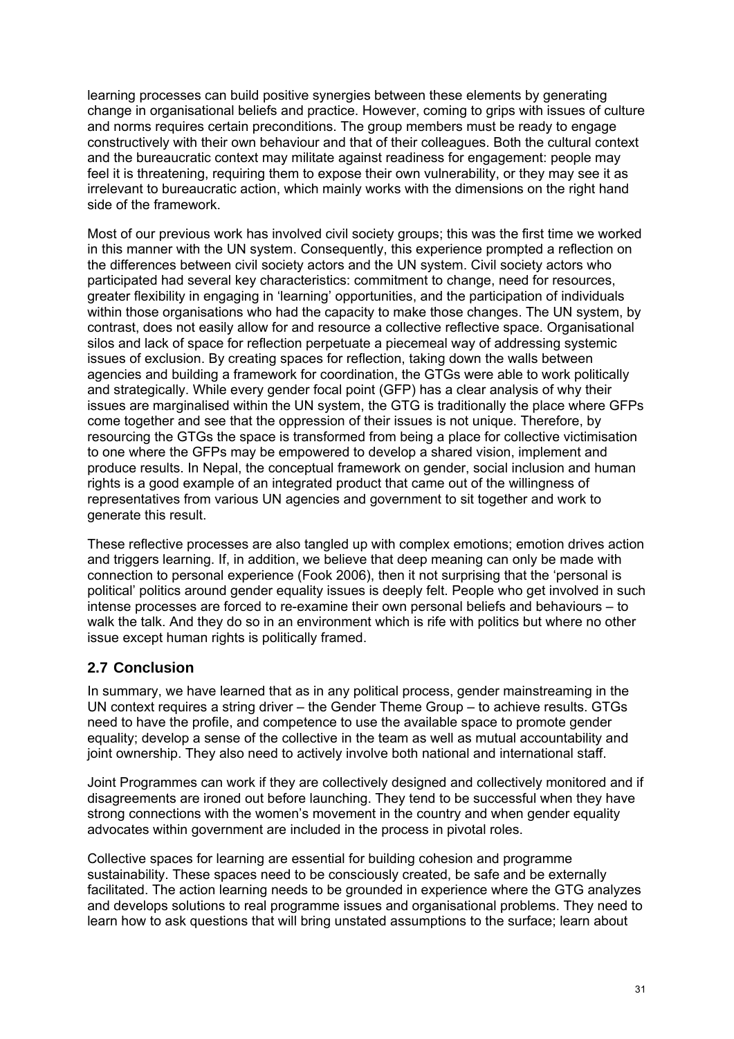learning processes can build positive synergies between these elements by generating change in organisational beliefs and practice. However, coming to grips with issues of culture and norms requires certain preconditions. The group members must be ready to engage constructively with their own behaviour and that of their colleagues. Both the cultural context and the bureaucratic context may militate against readiness for engagement: people may feel it is threatening, requiring them to expose their own vulnerability, or they may see it as irrelevant to bureaucratic action, which mainly works with the dimensions on the right hand side of the framework.

Most of our previous work has involved civil society groups; this was the first time we worked in this manner with the UN system. Consequently, this experience prompted a reflection on the differences between civil society actors and the UN system. Civil society actors who participated had several key characteristics: commitment to change, need for resources, greater flexibility in engaging in 'learning' opportunities, and the participation of individuals within those organisations who had the capacity to make those changes. The UN system, by contrast, does not easily allow for and resource a collective reflective space. Organisational silos and lack of space for reflection perpetuate a piecemeal way of addressing systemic issues of exclusion. By creating spaces for reflection, taking down the walls between agencies and building a framework for coordination, the GTGs were able to work politically and strategically. While every gender focal point (GFP) has a clear analysis of why their issues are marginalised within the UN system, the GTG is traditionally the place where GFPs come together and see that the oppression of their issues is not unique. Therefore, by resourcing the GTGs the space is transformed from being a place for collective victimisation to one where the GFPs may be empowered to develop a shared vision, implement and produce results. In Nepal, the conceptual framework on gender, social inclusion and human rights is a good example of an integrated product that came out of the willingness of representatives from various UN agencies and government to sit together and work to generate this result.

These reflective processes are also tangled up with complex emotions; emotion drives action and triggers learning. If, in addition, we believe that deep meaning can only be made with connection to personal experience (Fook 2006), then it not surprising that the 'personal is political' politics around gender equality issues is deeply felt. People who get involved in such intense processes are forced to re-examine their own personal beliefs and behaviours – to walk the talk. And they do so in an environment which is rife with politics but where no other issue except human rights is politically framed.

## 2.7 Conclusion

In summary, we have learned that as in any political process, gender mainstreaming in the UN context requires a string driver – the Gender Theme Group – to achieve results. GTGs need to have the profile, and competence to use the available space to promote gender equality; develop a sense of the collective in the team as well as mutual accountability and joint ownership. They also need to actively involve both national and international staff.

Joint Programmes can work if they are collectively designed and collectively monitored and if disagreements are ironed out before launching. They tend to be successful when they have strong connections with the women's movement in the country and when gender equality advocates within government are included in the process in pivotal roles.

Collective spaces for learning are essential for building cohesion and programme sustainability. These spaces need to be consciously created, be safe and be externally facilitated. The action learning needs to be grounded in experience where the GTG analyzes and develops solutions to real programme issues and organisational problems. They need to learn how to ask questions that will bring unstated assumptions to the surface; learn about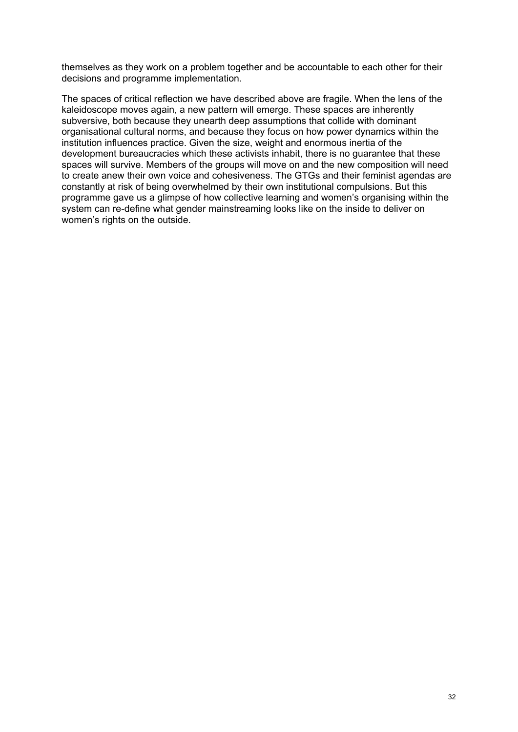themselves as they work on a problem together and be accountable to each other for their decisions and programme implementation.

The spaces of critical reflection we have described above are fragile. When the lens of the kaleidoscope moves again, a new pattern will emerge. These spaces are inherently subversive, both because they unearth deep assumptions that collide with dominant organisational cultural norms, and because they focus on how power dynamics within the institution influences practice. Given the size, weight and enormous inertia of the development bureaucracies which these activists inhabit, there is no guarantee that these spaces will survive. Members of the groups will move on and the new composition will need to create anew their own voice and cohesiveness. The GTGs and their feminist agendas are constantly at risk of being overwhelmed by their own institutional compulsions. But this programme gave us a glimpse of how collective learning and women's organising within the system can re-define what gender mainstreaming looks like on the inside to deliver on women's rights on the outside.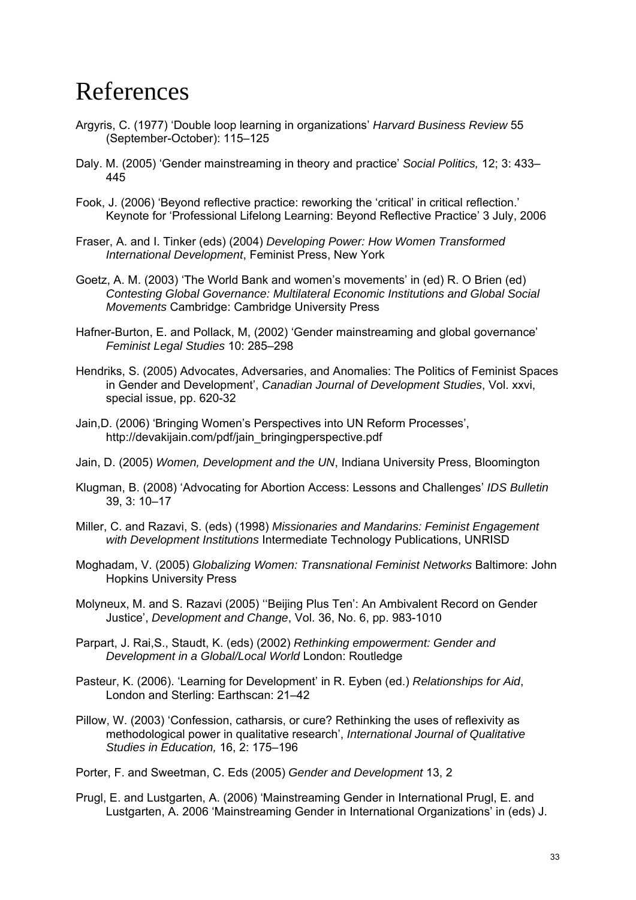# References

Argyris, C. (1977) 'Double loop learning in organizations' *Harvard Business Review* 55 (September-October): 115–125

Daly. M. (2005) 'Gender mainstreaming in theory and practice' *Social Politics,* 12; 3: 433–445

Fook, J. (2006) 'Beyond reflective practice: reworking the 'critical' in critical reflection.' Keynote for 'Professional Lifelong Learning: Beyond Reflective Practice' 3 July, 2006

Fraser, A. and I. Tinker (eds) (2004) *Developing Power: How Women Transformed International Development*, Feminist Press, New York

Goetz, A. M. (2003) 'The World Bank and women's movements' in (ed) R. O Brien (ed) *Contesting Global Governance: Multilateral Economic Institutions and Global Social Movements* Cambridge: Cambridge University Press

Hafner-Burton, E. and Pollack, M, (2002) 'Gender mainstreaming and global governance' *Feminist Legal Studies* 10: 285–298

Hendriks, S. (2005) Advocates, Adversaries, and Anomalies: The Politics of Feminist Spaces in Gender and Development', *Canadian Journal of Development Studies*, Vol. xxvi, special issue, pp. 620-32

Jain,D. (2006) 'Bringing Women's Perspectives into UN Reform Processes', http://devakijain.com/pdf/jain_bringingperspective.pdf

Jain, D. (2005) *Women, Development and the UN*, Indiana University Press, Bloomington

Klugman, B. (2008) 'Advocating for Abortion Access: Lessons and Challenges' *IDS Bulletin* 39, 3: 10–17

Miller, C. and Razavi, S. (eds) (1998) *Missionaries and Mandarins: Feminist Engagement with Development Institutions* Intermediate Technology Publications, UNRISD

Moghadam, V. (2005) *Globalizing Women: Transnational Feminist Networks* Baltimore: John Hopkins University Press

Molyneux, M. and S. Razavi (2005) ''Beijing Plus Ten': An Ambivalent Record on Gender Justice', *Development and Change*, Vol. 36, No. 6, pp. 983-1010

Parpart, J. Rai,S., Staudt, K. (eds) (2002) *Rethinking empowerment: Gender and Development in a Global/Local World* London: Routledge

Pasteur, K. (2006). 'Learning for Development' in R. Eyben (ed.) *Relationships for Aid*, London and Sterling: Earthscan: 21–42

Pillow, W. (2003) 'Confession, catharsis, or cure? Rethinking the uses of reflexivity as methodological power in qualitative research', *International Journal of Qualitative Studies in Education,* 16, 2: 175–196

Porter, F. and Sweetman, C. Eds (2005) *Gender and Development* 13, 2

Prugl, E. and Lustgarten, A. (2006) 'Mainstreaming Gender in International Prugl, E. and Lustgarten, A. 2006 'Mainstreaming Gender in International Organizations' in (eds) J.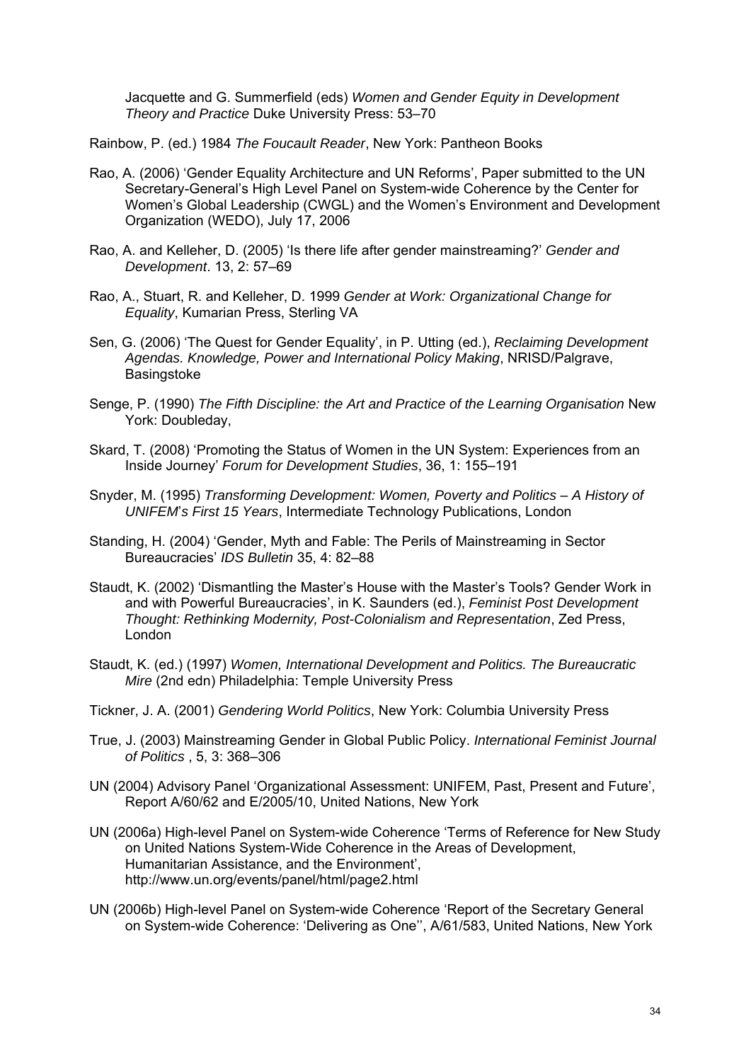Jacquette and G. Summerfield (eds) *Women and Gender Equity in Development Theory and Practice* Duke University Press: 53–70

Rainbow, P. (ed.) 1984 *The Foucault Reader*, New York: Pantheon Books

Rao, A. (2006) 'Gender Equality Architecture and UN Reforms', Paper submitted to the UN Secretary-General's High Level Panel on System-wide Coherence by the Center for Women's Global Leadership (CWGL) and the Women's Environment and Development Organization (WEDO), July 17, 2006

Rao, A. and Kelleher, D. (2005) 'Is there life after gender mainstreaming?' *Gender and Development*. 13, 2: 57–69

Rao, A., Stuart, R. and Kelleher, D. 1999 *Gender at Work: Organizational Change for Equality*, Kumarian Press, Sterling VA

Sen, G. (2006) 'The Quest for Gender Equality', in P. Utting (ed.), *Reclaiming Development Agendas. Knowledge, Power and International Policy Making*, NRISD/Palgrave, Basingstoke

Senge, P. (1990) *The Fifth Discipline: the Art and Practice of the Learning Organisation* New York: Doubleday,

Skard, T. (2008) 'Promoting the Status of Women in the UN System: Experiences from an Inside Journey' *Forum for Development Studies*, 36, 1: 155–191

Snyder, M. (1995) *Transforming Development: Women, Poverty and Politics – A History of UNIFEM's First 15 Years*, Intermediate Technology Publications, London

Standing, H. (2004) 'Gender, Myth and Fable: The Perils of Mainstreaming in Sector Bureaucracies' *IDS Bulletin* 35, 4: 82–88

Staudt, K. (2002) 'Dismantling the Master's House with the Master's Tools? Gender Work in and with Powerful Bureaucracies', in K. Saunders (ed.), *Feminist Post Development Thought: Rethinking Modernity, Post-Colonialism and Representation*, Zed Press, London

Staudt, K. (ed.) (1997) *Women, International Development and Politics. The Bureaucratic Mire* (2nd edn) Philadelphia: Temple University Press

Tickner, J. A. (2001) *Gendering World Politics*, New York: Columbia University Press

True, J. (2003) Mainstreaming Gender in Global Public Policy. *International Feminist Journal of Politics* , 5, 3: 368–306

UN (2004) Advisory Panel 'Organizational Assessment: UNIFEM, Past, Present and Future', Report A/60/62 and E/2005/10, United Nations, New York

UN (2006a) High-level Panel on System-wide Coherence 'Terms of Reference for New Study on United Nations System-Wide Coherence in the Areas of Development, Humanitarian Assistance, and the Environment', http://www.un.org/events/panel/html/page2.html

UN (2006b) High-level Panel on System-wide Coherence 'Report of the Secretary General on System-wide Coherence: 'Delivering as One'', A/61/583, United Nations, New York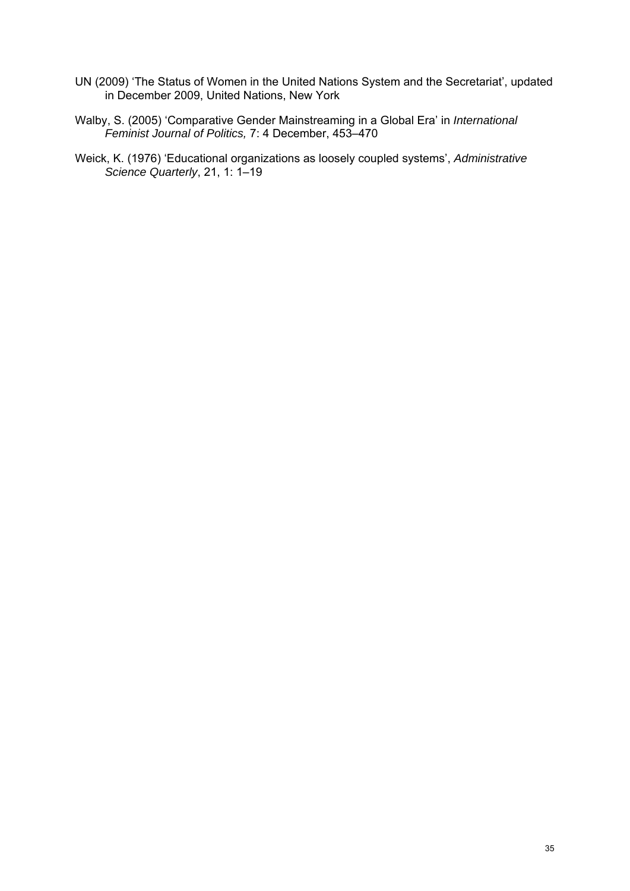UN (2009) 'The Status of Women in the United Nations System and the Secretariat', updated in December 2009, United Nations, New York

Walby, S. (2005) 'Comparative Gender Mainstreaming in a Global Era' in *International Feminist Journal of Politics,* 7: 4 December, 453–470

Weick, K. (1976) 'Educational organizations as loosely coupled systems', *Administrative Science Quarterly*, 21, 1: 1–19